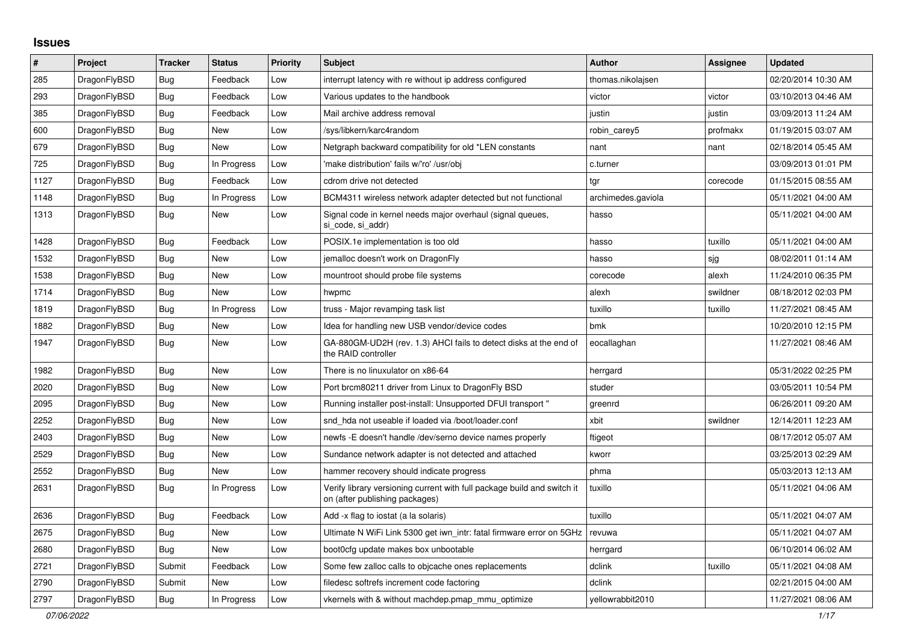# Issues

| # | Project | Tracker | Status | Priority | Subject | Author | Assignee | Updated |
|---|---|---|---|---|---|---|---|---|
| 285 | DragonFlyBSD | Bug | Feedback | Low | interrupt latency with re without ip address configured | thomas.nikolajsen | | 02/20/2014 10:30 AM |
| 293 | DragonFlyBSD | Bug | Feedback | Low | Various updates to the handbook | victor | victor | 03/10/2013 04:46 AM |
| 385 | DragonFlyBSD | Bug | Feedback | Low | Mail archive address removal | justin | justin | 03/09/2013 11:24 AM |
| 600 | DragonFlyBSD | Bug | New | Low | /sys/libkern/karc4random | robin_carey5 | profmakx | 01/19/2015 03:07 AM |
| 679 | DragonFlyBSD | Bug | New | Low | Netgraph backward compatibility for old *LEN constants | nant | nant | 02/18/2014 05:45 AM |
| 725 | DragonFlyBSD | Bug | In Progress | Low | 'make distribution' fails w/'ro' /usr/obj | c.turner | | 03/09/2013 01:01 PM |
| 1127 | DragonFlyBSD | Bug | Feedback | Low | cdrom drive not detected | tgr | corecode | 01/15/2015 08:55 AM |
| 1148 | DragonFlyBSD | Bug | In Progress | Low | BCM4311 wireless network adapter detected but not functional | archimedes.gaviola | | 05/11/2021 04:00 AM |
| 1313 | DragonFlyBSD | Bug | New | Low | Signal code in kernel needs major overhaul (signal queues, si_code, si_addr) | hasso | | 05/11/2021 04:00 AM |
| 1428 | DragonFlyBSD | Bug | Feedback | Low | POSIX.1e implementation is too old | hasso | tuxillo | 05/11/2021 04:00 AM |
| 1532 | DragonFlyBSD | Bug | New | Low | jemalloc doesn't work on DragonFly | hasso | sjg | 08/02/2011 01:14 AM |
| 1538 | DragonFlyBSD | Bug | New | Low | mountroot should probe file systems | corecode | alexh | 11/24/2010 06:35 PM |
| 1714 | DragonFlyBSD | Bug | New | Low | hwpmc | alexh | swildner | 08/18/2012 02:03 PM |
| 1819 | DragonFlyBSD | Bug | In Progress | Low | truss - Major revamping task list | tuxillo | tuxillo | 11/27/2021 08:45 AM |
| 1882 | DragonFlyBSD | Bug | New | Low | Idea for handling new USB vendor/device codes | bmk | | 10/20/2010 12:15 PM |
| 1947 | DragonFlyBSD | Bug | New | Low | GA-880GM-UD2H (rev. 1.3) AHCI fails to detect disks at the end of the RAID controller | eocallaghan | | 11/27/2021 08:46 AM |
| 1982 | DragonFlyBSD | Bug | New | Low | There is no linuxulator on x86-64 | herrgard | | 05/31/2022 02:25 PM |
| 2020 | DragonFlyBSD | Bug | New | Low | Port brcm80211 driver from Linux to DragonFly BSD | studer | | 03/05/2011 10:54 PM |
| 2095 | DragonFlyBSD | Bug | New | Low | Running installer post-install: Unsupported DFUI transport " | greenrd | | 06/26/2011 09:20 AM |
| 2252 | DragonFlyBSD | Bug | New | Low | snd_hda not useable if loaded via /boot/loader.conf | xbit | swildner | 12/14/2011 12:23 AM |
| 2403 | DragonFlyBSD | Bug | New | Low | newfs -E doesn't handle /dev/serno device names properly | ftigeot | | 08/17/2012 05:07 AM |
| 2529 | DragonFlyBSD | Bug | New | Low | Sundance network adapter is not detected and attached | kworr | | 03/25/2013 02:29 AM |
| 2552 | DragonFlyBSD | Bug | New | Low | hammer recovery should indicate progress | phma | | 05/03/2013 12:13 AM |
| 2631 | DragonFlyBSD | Bug | In Progress | Low | Verify library versioning current with full package build and switch it on (after publishing packages) | tuxillo | | 05/11/2021 04:06 AM |
| 2636 | DragonFlyBSD | Bug | Feedback | Low | Add -x flag to iostat (a la solaris) | tuxillo | | 05/11/2021 04:07 AM |
| 2675 | DragonFlyBSD | Bug | New | Low | Ultimate N WiFi Link 5300 get iwn_intr: fatal firmware error on 5GHz | revuwa | | 05/11/2021 04:07 AM |
| 2680 | DragonFlyBSD | Bug | New | Low | boot0cfg update makes box unbootable | herrgard | | 06/10/2014 06:02 AM |
| 2721 | DragonFlyBSD | Submit | Feedback | Low | Some few zalloc calls to objcache ones replacements | dclink | tuxillo | 05/11/2021 04:08 AM |
| 2790 | DragonFlyBSD | Submit | New | Low | filedesc softrefs increment code factoring | dclink | | 02/21/2015 04:00 AM |
| 2797 | DragonFlyBSD | Bug | In Progress | Low | vkernels with & without machdep.pmap_mmu_optimize | yellowrabbit2010 | | 11/27/2021 08:06 AM |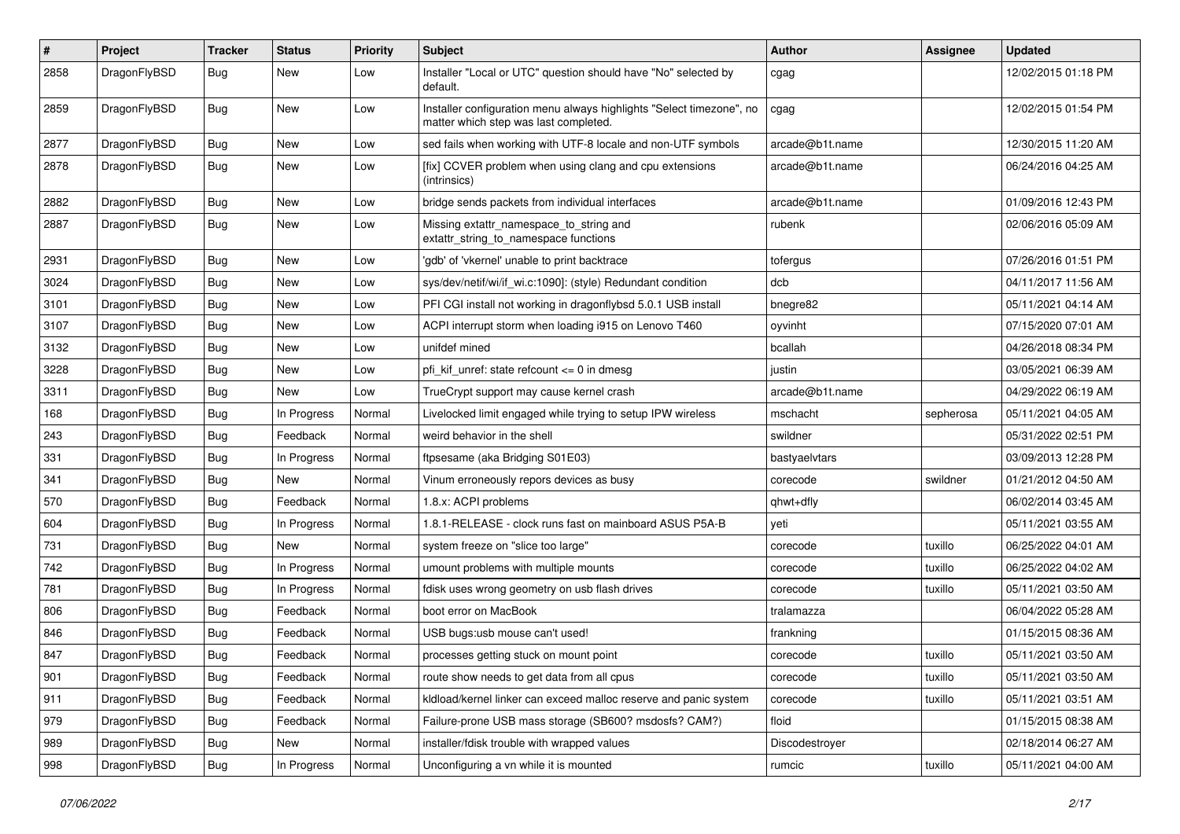| # | Project | Tracker | Status | Priority | Subject | Author | Assignee | Updated |
| --- | --- | --- | --- | --- | --- | --- | --- | --- |
| 2858 | DragonFlyBSD | Bug | New | Low | Installer "Local or UTC" question should have "No" selected by default. | cgag | | 12/02/2015 01:18 PM |
| 2859 | DragonFlyBSD | Bug | New | Low | Installer configuration menu always highlights "Select timezone", no matter which step was last completed. | cgag | | 12/02/2015 01:54 PM |
| 2877 | DragonFlyBSD | Bug | New | Low | sed fails when working with UTF-8 locale and non-UTF symbols | arcade@b1t.name | | 12/30/2015 11:20 AM |
| 2878 | DragonFlyBSD | Bug | New | Low | [fix] CCVER problem when using clang and cpu extensions (intrinsics) | arcade@b1t.name | | 06/24/2016 04:25 AM |
| 2882 | DragonFlyBSD | Bug | New | Low | bridge sends packets from individual interfaces | arcade@b1t.name | | 01/09/2016 12:43 PM |
| 2887 | DragonFlyBSD | Bug | New | Low | Missing extattr_namespace_to_string and extattr_string_to_namespace functions | rubenk | | 02/06/2016 05:09 AM |
| 2931 | DragonFlyBSD | Bug | New | Low | 'gdb' of 'vkernel' unable to print backtrace | tofergus | | 07/26/2016 01:51 PM |
| 3024 | DragonFlyBSD | Bug | New | Low | sys/dev/netif/wi/if_wi.c:1090]: (style) Redundant condition | dcb | | 04/11/2017 11:56 AM |
| 3101 | DragonFlyBSD | Bug | New | Low | PFI CGI install not working in dragonflybsd 5.0.1 USB install | bnegre82 | | 05/11/2021 04:14 AM |
| 3107 | DragonFlyBSD | Bug | New | Low | ACPI interrupt storm when loading i915 on Lenovo T460 | oyvinht | | 07/15/2020 07:01 AM |
| 3132 | DragonFlyBSD | Bug | New | Low | unifdef mined | bcallah | | 04/26/2018 08:34 PM |
| 3228 | DragonFlyBSD | Bug | New | Low | pfi_kif_unref: state refcount <= 0 in dmesg | justin | | 03/05/2021 06:39 AM |
| 3311 | DragonFlyBSD | Bug | New | Low | TrueCrypt support may cause kernel crash | arcade@b1t.name | | 04/29/2022 06:19 AM |
| 168 | DragonFlyBSD | Bug | In Progress | Normal | Livelocked limit engaged while trying to setup IPW wireless | mschacht | sepherosa | 05/11/2021 04:05 AM |
| 243 | DragonFlyBSD | Bug | Feedback | Normal | weird behavior in the shell | swildner | | 05/31/2022 02:51 PM |
| 331 | DragonFlyBSD | Bug | In Progress | Normal | ftpsesame (aka Bridging S01E03) | bastyaelvtars | | 03/09/2013 12:28 PM |
| 341 | DragonFlyBSD | Bug | New | Normal | Vinum erroneously repors devices as busy | corecode | swildner | 01/21/2012 04:50 AM |
| 570 | DragonFlyBSD | Bug | Feedback | Normal | 1.8.x: ACPI problems | qhwt+dfly | | 06/02/2014 03:45 AM |
| 604 | DragonFlyBSD | Bug | In Progress | Normal | 1.8.1-RELEASE - clock runs fast on mainboard ASUS P5A-B | yeti | | 05/11/2021 03:55 AM |
| 731 | DragonFlyBSD | Bug | New | Normal | system freeze on "slice too large" | corecode | tuxillo | 06/25/2022 04:01 AM |
| 742 | DragonFlyBSD | Bug | In Progress | Normal | umount problems with multiple mounts | corecode | tuxillo | 06/25/2022 04:02 AM |
| 781 | DragonFlyBSD | Bug | In Progress | Normal | fdisk uses wrong geometry on usb flash drives | corecode | tuxillo | 05/11/2021 03:50 AM |
| 806 | DragonFlyBSD | Bug | Feedback | Normal | boot error on MacBook | tralamazza | | 06/04/2022 05:28 AM |
| 846 | DragonFlyBSD | Bug | Feedback | Normal | USB bugs:usb mouse can't used! | frankning | | 01/15/2015 08:36 AM |
| 847 | DragonFlyBSD | Bug | Feedback | Normal | processes getting stuck on mount point | corecode | tuxillo | 05/11/2021 03:50 AM |
| 901 | DragonFlyBSD | Bug | Feedback | Normal | route show needs to get data from all cpus | corecode | tuxillo | 05/11/2021 03:50 AM |
| 911 | DragonFlyBSD | Bug | Feedback | Normal | kldload/kernel linker can exceed malloc reserve and panic system | corecode | tuxillo | 05/11/2021 03:51 AM |
| 979 | DragonFlyBSD | Bug | Feedback | Normal | Failure-prone USB mass storage (SB600? msdosfs? CAM?) | floid | | 01/15/2015 08:38 AM |
| 989 | DragonFlyBSD | Bug | New | Normal | installer/fdisk trouble with wrapped values | Discodestroyer | | 02/18/2014 06:27 AM |
| 998 | DragonFlyBSD | Bug | In Progress | Normal | Unconfiguring a vn while it is mounted | rumcic | tuxillo | 05/11/2021 04:00 AM |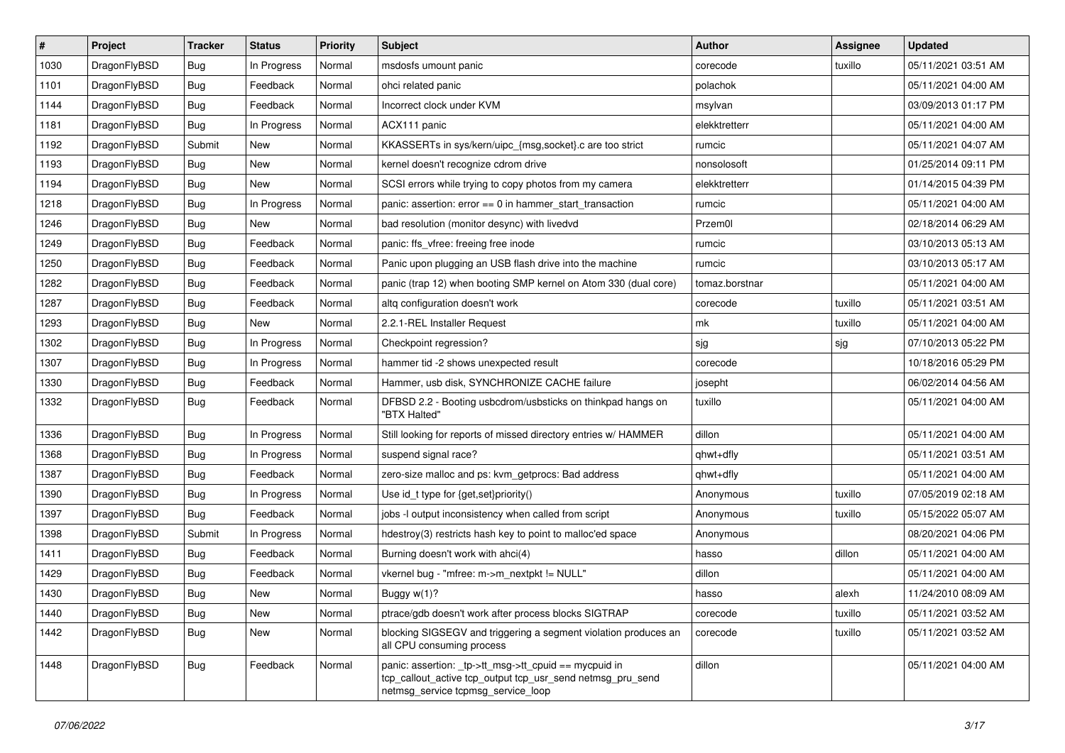| # | Project | Tracker | Status | Priority | Subject | Author | Assignee | Updated |
|---|---|---|---|---|---|---|---|---|
| 1030 | DragonFlyBSD | Bug | In Progress | Normal | msdosfs umount panic | corecode | tuxillo | 05/11/2021 03:51 AM |
| 1101 | DragonFlyBSD | Bug | Feedback | Normal | ohci related panic | polachok | | 05/11/2021 04:00 AM |
| 1144 | DragonFlyBSD | Bug | Feedback | Normal | Incorrect clock under KVM | msylvan | | 03/09/2013 01:17 PM |
| 1181 | DragonFlyBSD | Bug | In Progress | Normal | ACX111 panic | elekktretterr | | 05/11/2021 04:00 AM |
| 1192 | DragonFlyBSD | Submit | New | Normal | KKASSERTs in sys/kern/uipc_{msg,socket}.c are too strict | rumcic | | 05/11/2021 04:07 AM |
| 1193 | DragonFlyBSD | Bug | New | Normal | kernel doesn't recognize cdrom drive | nonsolosoft | | 01/25/2014 09:11 PM |
| 1194 | DragonFlyBSD | Bug | New | Normal | SCSI errors while trying to copy photos from my camera | elekktretterr | | 01/14/2015 04:39 PM |
| 1218 | DragonFlyBSD | Bug | In Progress | Normal | panic: assertion: error == 0 in hammer_start_transaction | rumcic | | 05/11/2021 04:00 AM |
| 1246 | DragonFlyBSD | Bug | New | Normal | bad resolution (monitor desync) with livedvd | Przem0l | | 02/18/2014 06:29 AM |
| 1249 | DragonFlyBSD | Bug | Feedback | Normal | panic: ffs_vfree: freeing free inode | rumcic | | 03/10/2013 05:13 AM |
| 1250 | DragonFlyBSD | Bug | Feedback | Normal | Panic upon plugging an USB flash drive into the machine | rumcic | | 03/10/2013 05:17 AM |
| 1282 | DragonFlyBSD | Bug | Feedback | Normal | panic (trap 12) when booting SMP kernel on Atom 330 (dual core) | tomaz.borstnar | | 05/11/2021 04:00 AM |
| 1287 | DragonFlyBSD | Bug | Feedback | Normal | altq configuration doesn't work | corecode | tuxillo | 05/11/2021 03:51 AM |
| 1293 | DragonFlyBSD | Bug | New | Normal | 2.2.1-REL Installer Request | mk | tuxillo | 05/11/2021 04:00 AM |
| 1302 | DragonFlyBSD | Bug | In Progress | Normal | Checkpoint regression? | sjg | sjg | 07/10/2013 05:22 PM |
| 1307 | DragonFlyBSD | Bug | In Progress | Normal | hammer tid -2 shows unexpected result | corecode | | 10/18/2016 05:29 PM |
| 1330 | DragonFlyBSD | Bug | Feedback | Normal | Hammer, usb disk, SYNCHRONIZE CACHE failure | josepht | | 06/02/2014 04:56 AM |
| 1332 | DragonFlyBSD | Bug | Feedback | Normal | DFBSD 2.2 - Booting usbcdrom/usbsticks on thinkpad hangs on "BTX Halted" | tuxillo | | 05/11/2021 04:00 AM |
| 1336 | DragonFlyBSD | Bug | In Progress | Normal | Still looking for reports of missed directory entries w/ HAMMER | dillon | | 05/11/2021 04:00 AM |
| 1368 | DragonFlyBSD | Bug | In Progress | Normal | suspend signal race? | qhwt+dfly | | 05/11/2021 03:51 AM |
| 1387 | DragonFlyBSD | Bug | Feedback | Normal | zero-size malloc and ps: kvm_getprocs: Bad address | qhwt+dfly | | 05/11/2021 04:00 AM |
| 1390 | DragonFlyBSD | Bug | In Progress | Normal | Use id_t type for {get,set}priority() | Anonymous | tuxillo | 07/05/2019 02:18 AM |
| 1397 | DragonFlyBSD | Bug | Feedback | Normal | jobs -l output inconsistency when called from script | Anonymous | tuxillo | 05/15/2022 05:07 AM |
| 1398 | DragonFlyBSD | Submit | In Progress | Normal | hdestroy(3) restricts hash key to point to malloc'ed space | Anonymous | | 08/20/2021 04:06 PM |
| 1411 | DragonFlyBSD | Bug | Feedback | Normal | Burning doesn't work with ahci(4) | hasso | dillon | 05/11/2021 04:00 AM |
| 1429 | DragonFlyBSD | Bug | Feedback | Normal | vkernel bug - "mfree: m->m_nextpkt != NULL" | dillon | | 05/11/2021 04:00 AM |
| 1430 | DragonFlyBSD | Bug | New | Normal | Buggy w(1)? | hasso | alexh | 11/24/2010 08:09 AM |
| 1440 | DragonFlyBSD | Bug | New | Normal | ptrace/gdb doesn't work after process blocks SIGTRAP | corecode | tuxillo | 05/11/2021 03:52 AM |
| 1442 | DragonFlyBSD | Bug | New | Normal | blocking SIGSEGV and triggering a segment violation produces an all CPU consuming process | corecode | tuxillo | 05/11/2021 03:52 AM |
| 1448 | DragonFlyBSD | Bug | Feedback | Normal | panic: assertion: _tp->tt_msg->tt_cpuid == mycpuid in tcp_callout_active tcp_output tcp_usr_send netmsg_pru_send netmsg_service tcpmsg_service_loop | dillon | | 05/11/2021 04:00 AM |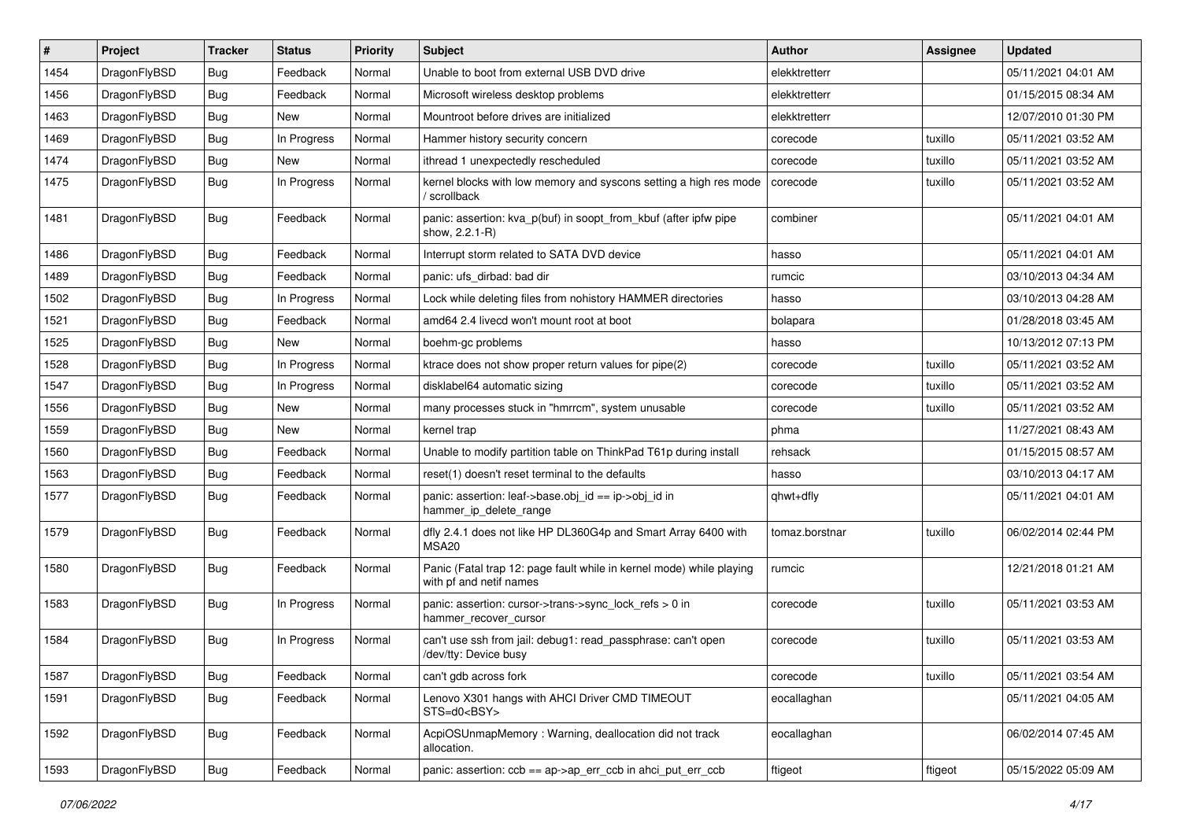| # | Project | Tracker | Status | Priority | Subject | Author | Assignee | Updated |
|---|---|---|---|---|---|---|---|---|
| 1454 | DragonFlyBSD | Bug | Feedback | Normal | Unable to boot from external USB DVD drive | elekktretterr | | 05/11/2021 04:01 AM |
| 1456 | DragonFlyBSD | Bug | Feedback | Normal | Microsoft wireless desktop problems | elekktretterr | | 01/15/2015 08:34 AM |
| 1463 | DragonFlyBSD | Bug | New | Normal | Mountroot before drives are initialized | elekktretterr | | 12/07/2010 01:30 PM |
| 1469 | DragonFlyBSD | Bug | In Progress | Normal | Hammer history security concern | corecode | tuxillo | 05/11/2021 03:52 AM |
| 1474 | DragonFlyBSD | Bug | New | Normal | ithread 1 unexpectedly rescheduled | corecode | tuxillo | 05/11/2021 03:52 AM |
| 1475 | DragonFlyBSD | Bug | In Progress | Normal | kernel blocks with low memory and syscons setting a high res mode / scrollback | corecode | tuxillo | 05/11/2021 03:52 AM |
| 1481 | DragonFlyBSD | Bug | Feedback | Normal | panic: assertion: kva_p(buf) in soopt_from_kbuf (after ipfw pipe show, 2.2.1-R) | combiner | | 05/11/2021 04:01 AM |
| 1486 | DragonFlyBSD | Bug | Feedback | Normal | Interrupt storm related to SATA DVD device | hasso | | 05/11/2021 04:01 AM |
| 1489 | DragonFlyBSD | Bug | Feedback | Normal | panic: ufs_dirbad: bad dir | rumcic | | 03/10/2013 04:34 AM |
| 1502 | DragonFlyBSD | Bug | In Progress | Normal | Lock while deleting files from nohistory HAMMER directories | hasso | | 03/10/2013 04:28 AM |
| 1521 | DragonFlyBSD | Bug | Feedback | Normal | amd64 2.4 livecd won't mount root at boot | bolapara | | 01/28/2018 03:45 AM |
| 1525 | DragonFlyBSD | Bug | New | Normal | boehm-gc problems | hasso | | 10/13/2012 07:13 PM |
| 1528 | DragonFlyBSD | Bug | In Progress | Normal | ktrace does not show proper return values for pipe(2) | corecode | tuxillo | 05/11/2021 03:52 AM |
| 1547 | DragonFlyBSD | Bug | In Progress | Normal | disklabel64 automatic sizing | corecode | tuxillo | 05/11/2021 03:52 AM |
| 1556 | DragonFlyBSD | Bug | New | Normal | many processes stuck in "hmrrcm", system unusable | corecode | tuxillo | 05/11/2021 03:52 AM |
| 1559 | DragonFlyBSD | Bug | New | Normal | kernel trap | phma | | 11/27/2021 08:43 AM |
| 1560 | DragonFlyBSD | Bug | Feedback | Normal | Unable to modify partition table on ThinkPad T61p during install | rehsack | | 01/15/2015 08:57 AM |
| 1563 | DragonFlyBSD | Bug | Feedback | Normal | reset(1) doesn't reset terminal to the defaults | hasso | | 03/10/2013 04:17 AM |
| 1577 | DragonFlyBSD | Bug | Feedback | Normal | panic: assertion: leaf->base.obj_id == ip->obj_id in hammer_ip_delete_range | qhwt+dfly | | 05/11/2021 04:01 AM |
| 1579 | DragonFlyBSD | Bug | Feedback | Normal | dfly 2.4.1 does not like HP DL360G4p and Smart Array 6400 with MSA20 | tomaz.borstnar | tuxillo | 06/02/2014 02:44 PM |
| 1580 | DragonFlyBSD | Bug | Feedback | Normal | Panic (Fatal trap 12: page fault while in kernel mode) while playing with pf and netif names | rumcic | | 12/21/2018 01:21 AM |
| 1583 | DragonFlyBSD | Bug | In Progress | Normal | panic: assertion: cursor->trans->sync_lock_refs > 0 in hammer_recover_cursor | corecode | tuxillo | 05/11/2021 03:53 AM |
| 1584 | DragonFlyBSD | Bug | In Progress | Normal | can't use ssh from jail: debug1: read_passphrase: can't open /dev/tty: Device busy | corecode | tuxillo | 05/11/2021 03:53 AM |
| 1587 | DragonFlyBSD | Bug | Feedback | Normal | can't gdb across fork | corecode | tuxillo | 05/11/2021 03:54 AM |
| 1591 | DragonFlyBSD | Bug | Feedback | Normal | Lenovo X301 hangs with AHCI Driver CMD TIMEOUT STS=d0<BSY> | eocallaghan | | 05/11/2021 04:05 AM |
| 1592 | DragonFlyBSD | Bug | Feedback | Normal | AcpiOSUnmapMemory : Warning, deallocation did not track allocation. | eocallaghan | | 06/02/2014 07:45 AM |
| 1593 | DragonFlyBSD | Bug | Feedback | Normal | panic: assertion: ccb == ap->ap_err_ccb in ahci_put_err_ccb | ftigeot | ftigeot | 05/15/2022 05:09 AM |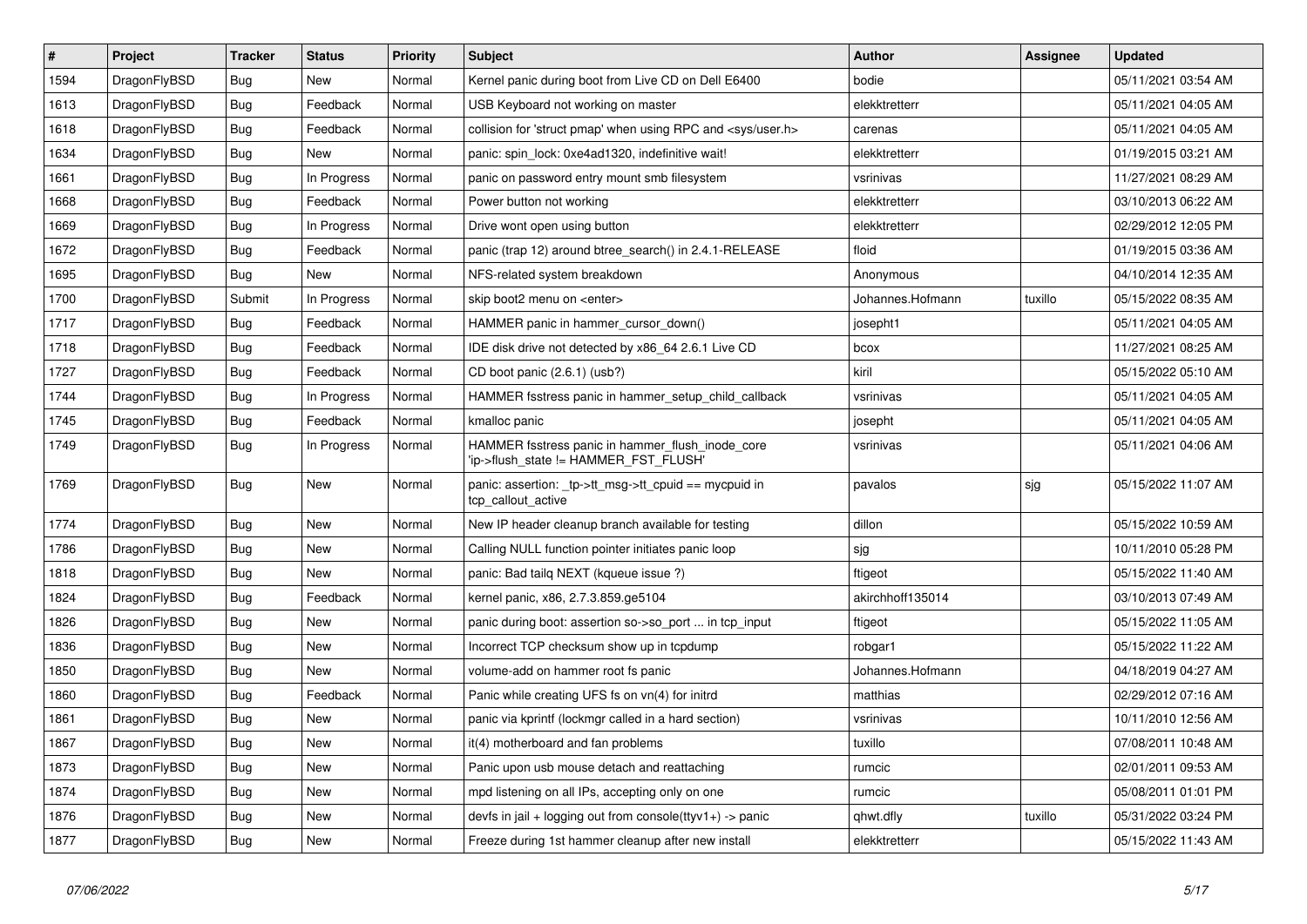| # | Project | Tracker | Status | Priority | Subject | Author | Assignee | Updated |
|---|---|---|---|---|---|---|---|---|
| 1594 | DragonFlyBSD | Bug | New | Normal | Kernel panic during boot from Live CD on Dell E6400 | bodie | | 05/11/2021 03:54 AM |
| 1613 | DragonFlyBSD | Bug | Feedback | Normal | USB Keyboard not working on master | elekktretterr | | 05/11/2021 04:05 AM |
| 1618 | DragonFlyBSD | Bug | Feedback | Normal | collision for 'struct pmap' when using RPC and <sys/user.h> | carenas | | 05/11/2021 04:05 AM |
| 1634 | DragonFlyBSD | Bug | New | Normal | panic: spin_lock: 0xe4ad1320, indefinitive wait! | elekktretterr | | 01/19/2015 03:21 AM |
| 1661 | DragonFlyBSD | Bug | In Progress | Normal | panic on password entry mount smb filesystem | vsrinivas | | 11/27/2021 08:29 AM |
| 1668 | DragonFlyBSD | Bug | Feedback | Normal | Power button not working | elekktretterr | | 03/10/2013 06:22 AM |
| 1669 | DragonFlyBSD | Bug | In Progress | Normal | Drive wont open using button | elekktretterr | | 02/29/2012 12:05 PM |
| 1672 | DragonFlyBSD | Bug | Feedback | Normal | panic (trap 12) around btree_search() in 2.4.1-RELEASE | floid | | 01/19/2015 03:36 AM |
| 1695 | DragonFlyBSD | Bug | New | Normal | NFS-related system breakdown | Anonymous | | 04/10/2014 12:35 AM |
| 1700 | DragonFlyBSD | Submit | In Progress | Normal | skip boot2 menu on <enter> | Johannes.Hofmann | tuxillo | 05/15/2022 08:35 AM |
| 1717 | DragonFlyBSD | Bug | Feedback | Normal | HAMMER panic in hammer_cursor_down() | josepht1 | | 05/11/2021 04:05 AM |
| 1718 | DragonFlyBSD | Bug | Feedback | Normal | IDE disk drive not detected by x86_64 2.6.1 Live CD | bcox | | 11/27/2021 08:25 AM |
| 1727 | DragonFlyBSD | Bug | Feedback | Normal | CD boot panic (2.6.1) (usb?) | kiril | | 05/15/2022 05:10 AM |
| 1744 | DragonFlyBSD | Bug | In Progress | Normal | HAMMER fsstress panic in hammer_setup_child_callback | vsrinivas | | 05/11/2021 04:05 AM |
| 1745 | DragonFlyBSD | Bug | Feedback | Normal | kmalloc panic | josepht | | 05/11/2021 04:05 AM |
| 1749 | DragonFlyBSD | Bug | In Progress | Normal | HAMMER fsstress panic in hammer_flush_inode_core 'ip->flush_state != HAMMER_FST_FLUSH' | vsrinivas | | 05/11/2021 04:06 AM |
| 1769 | DragonFlyBSD | Bug | New | Normal | panic: assertion: _tp->tt_msg->tt_cpuid == mycpuid in tcp_callout_active | pavalos | sjg | 05/15/2022 11:07 AM |
| 1774 | DragonFlyBSD | Bug | New | Normal | New IP header cleanup branch available for testing | dillon | | 05/15/2022 10:59 AM |
| 1786 | DragonFlyBSD | Bug | New | Normal | Calling NULL function pointer initiates panic loop | sjg | | 10/11/2010 05:28 PM |
| 1818 | DragonFlyBSD | Bug | New | Normal | panic: Bad tailq NEXT (kqueue issue ?) | ftigeot | | 05/15/2022 11:40 AM |
| 1824 | DragonFlyBSD | Bug | Feedback | Normal | kernel panic, x86, 2.7.3.859.ge5104 | akirchhoff135014 | | 03/10/2013 07:49 AM |
| 1826 | DragonFlyBSD | Bug | New | Normal | panic during boot: assertion so->so_port ... in tcp_input | ftigeot | | 05/15/2022 11:05 AM |
| 1836 | DragonFlyBSD | Bug | New | Normal | Incorrect TCP checksum show up in tcpdump | robgar1 | | 05/15/2022 11:22 AM |
| 1850 | DragonFlyBSD | Bug | New | Normal | volume-add on hammer root fs panic | Johannes.Hofmann | | 04/18/2019 04:27 AM |
| 1860 | DragonFlyBSD | Bug | Feedback | Normal | Panic while creating UFS fs on vn(4) for initrd | matthias | | 02/29/2012 07:16 AM |
| 1861 | DragonFlyBSD | Bug | New | Normal | panic via kprintf (lockmgr called in a hard section) | vsrinivas | | 10/11/2010 12:56 AM |
| 1867 | DragonFlyBSD | Bug | New | Normal | it(4) motherboard and fan problems | tuxillo | | 07/08/2011 10:48 AM |
| 1873 | DragonFlyBSD | Bug | New | Normal | Panic upon usb mouse detach and reattaching | rumcic | | 02/01/2011 09:53 AM |
| 1874 | DragonFlyBSD | Bug | New | Normal | mpd listening on all IPs, accepting only on one | rumcic | | 05/08/2011 01:01 PM |
| 1876 | DragonFlyBSD | Bug | New | Normal | devfs in jail + logging out from console(ttyv1+) -> panic | qhwt.dfly | tuxillo | 05/31/2022 03:24 PM |
| 1877 | DragonFlyBSD | Bug | New | Normal | Freeze during 1st hammer cleanup after new install | elekktretterr | | 05/15/2022 11:43 AM |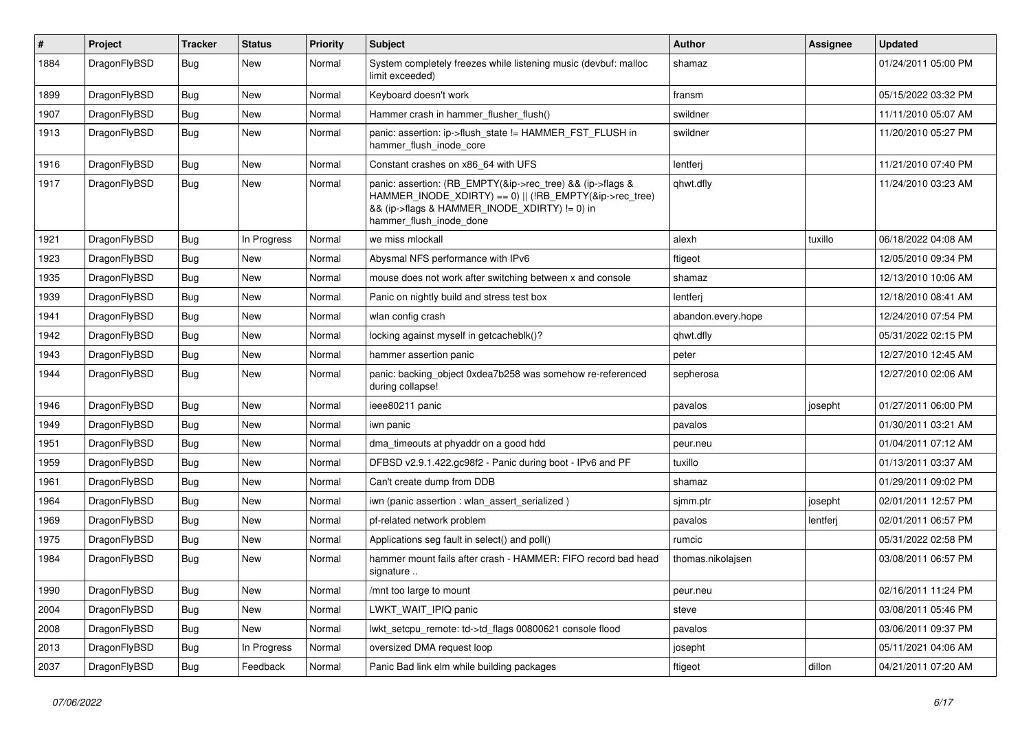| # | Project | Tracker | Status | Priority | Subject | Author | Assignee | Updated |
|---|---|---|---|---|---|---|---|---|
| 1884 | DragonFlyBSD | Bug | New | Normal | System completely freezes while listening music (devbuf: malloc limit exceeded) | shamaz | | 01/24/2011 05:00 PM |
| 1899 | DragonFlyBSD | Bug | New | Normal | Keyboard doesn't work | fransm | | 05/15/2022 03:32 PM |
| 1907 | DragonFlyBSD | Bug | New | Normal | Hammer crash in hammer_flusher_flush() | swildner | | 11/11/2010 05:07 AM |
| 1913 | DragonFlyBSD | Bug | New | Normal | panic: assertion: ip->flush_state != HAMMER_FST_FLUSH in hammer_flush_inode_core | swildner | | 11/20/2010 05:27 PM |
| 1916 | DragonFlyBSD | Bug | New | Normal | Constant crashes on x86_64 with UFS | lentferj | | 11/21/2010 07:40 PM |
| 1917 | DragonFlyBSD | Bug | New | Normal | panic: assertion: (RB_EMPTY(&ip->rec_tree) && (ip->flags & HAMMER_INODE_XDIRTY) == 0) \|\| (!RB_EMPTY(&ip->rec_tree) && (ip->flags & HAMMER_INODE_XDIRTY) != 0) in hammer_flush_inode_done | qhwt.dfly | | 11/24/2010 03:23 AM |
| 1921 | DragonFlyBSD | Bug | In Progress | Normal | we miss mlockall | alexh | tuxillo | 06/18/2022 04:08 AM |
| 1923 | DragonFlyBSD | Bug | New | Normal | Abysmal NFS performance with IPv6 | ftigeot | | 12/05/2010 09:34 PM |
| 1935 | DragonFlyBSD | Bug | New | Normal | mouse does not work after switching between x and console | shamaz | | 12/13/2010 10:06 AM |
| 1939 | DragonFlyBSD | Bug | New | Normal | Panic on nightly build and stress test box | lentferj | | 12/18/2010 08:41 AM |
| 1941 | DragonFlyBSD | Bug | New | Normal | wlan config crash | abandon.every.hope | | 12/24/2010 07:54 PM |
| 1942 | DragonFlyBSD | Bug | New | Normal | locking against myself in getcacheblk()? | qhwt.dfly | | 05/31/2022 02:15 PM |
| 1943 | DragonFlyBSD | Bug | New | Normal | hammer assertion panic | peter | | 12/27/2010 12:45 AM |
| 1944 | DragonFlyBSD | Bug | New | Normal | panic: backing_object 0xdea7b258 was somehow re-referenced during collapse! | sepherosa | | 12/27/2010 02:06 AM |
| 1946 | DragonFlyBSD | Bug | New | Normal | ieee80211 panic | pavalos | josepht | 01/27/2011 06:00 PM |
| 1949 | DragonFlyBSD | Bug | New | Normal | iwn panic | pavalos | | 01/30/2011 03:21 AM |
| 1951 | DragonFlyBSD | Bug | New | Normal | dma_timeouts at phyaddr on a good hdd | peur.neu | | 01/04/2011 07:12 AM |
| 1959 | DragonFlyBSD | Bug | New | Normal | DFBSD v2.9.1.422.gc98f2 - Panic during boot - IPv6 and PF | tuxillo | | 01/13/2011 03:37 AM |
| 1961 | DragonFlyBSD | Bug | New | Normal | Can't create dump from DDB | shamaz | | 01/29/2011 09:02 PM |
| 1964 | DragonFlyBSD | Bug | New | Normal | iwn (panic assertion : wlan_assert_serialized ) | sjmm.ptr | josepht | 02/01/2011 12:57 PM |
| 1969 | DragonFlyBSD | Bug | New | Normal | pf-related network problem | pavalos | lentferj | 02/01/2011 06:57 PM |
| 1975 | DragonFlyBSD | Bug | New | Normal | Applications seg fault in select() and poll() | rumcic | | 05/31/2022 02:58 PM |
| 1984 | DragonFlyBSD | Bug | New | Normal | hammer mount fails after crash - HAMMER: FIFO record bad head signature .. | thomas.nikolajsen | | 03/08/2011 06:57 PM |
| 1990 | DragonFlyBSD | Bug | New | Normal | /mnt too large to mount | peur.neu | | 02/16/2011 11:24 PM |
| 2004 | DragonFlyBSD | Bug | New | Normal | LWKT_WAIT_IPIQ panic | steve | | 03/08/2011 05:46 PM |
| 2008 | DragonFlyBSD | Bug | New | Normal | lwkt_setcpu_remote: td->td_flags 00800621 console flood | pavalos | | 03/06/2011 09:37 PM |
| 2013 | DragonFlyBSD | Bug | In Progress | Normal | oversized DMA request loop | josepht | | 05/11/2021 04:06 AM |
| 2037 | DragonFlyBSD | Bug | Feedback | Normal | Panic Bad link elm while building packages | ftigeot | dillon | 04/21/2011 07:20 AM |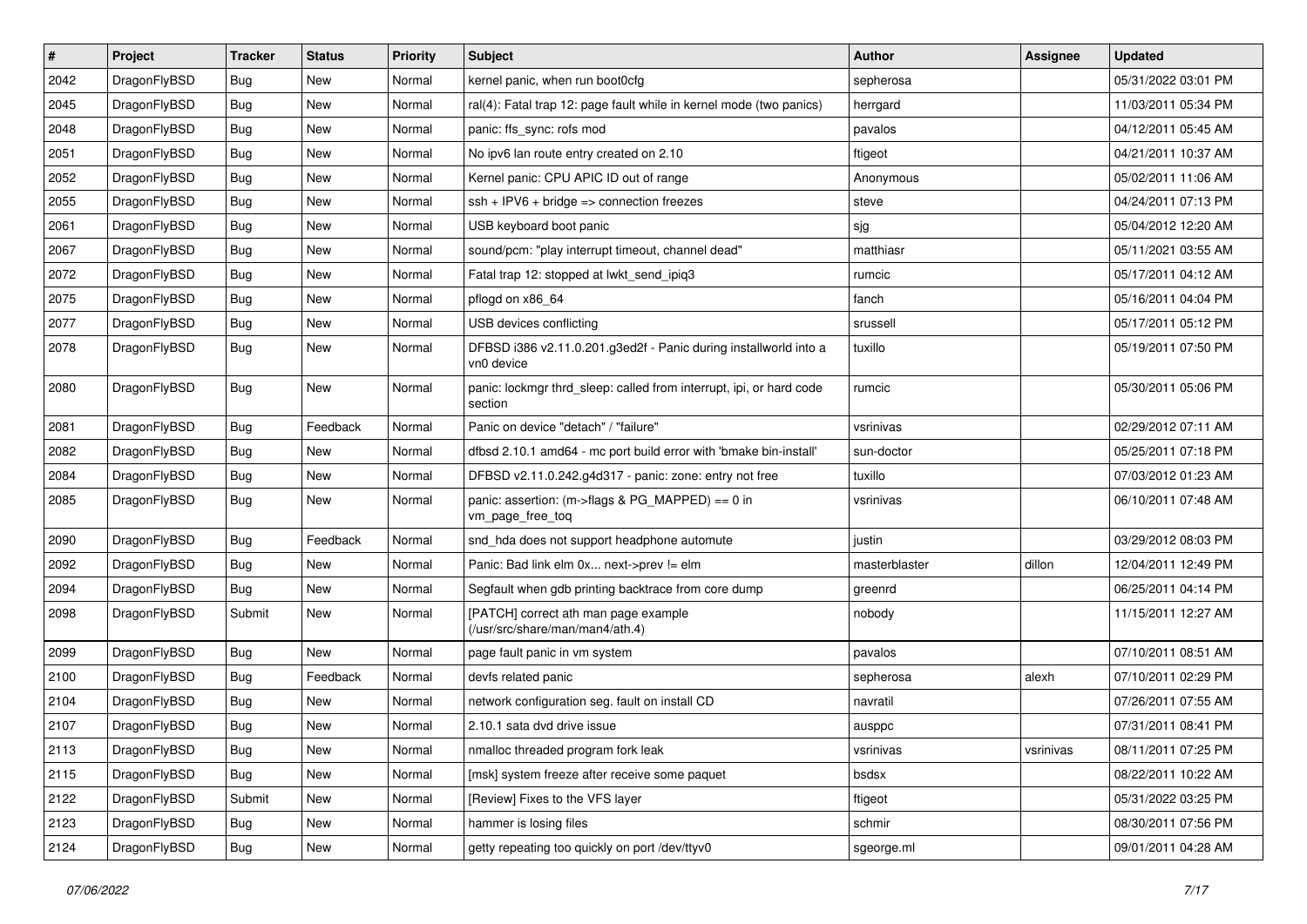| # | Project | Tracker | Status | Priority | Subject | Author | Assignee | Updated |
|---|---|---|---|---|---|---|---|---|
| 2042 | DragonFlyBSD | Bug | New | Normal | kernel panic, when run boot0cfg | sepherosa | | 05/31/2022 03:01 PM |
| 2045 | DragonFlyBSD | Bug | New | Normal | ral(4): Fatal trap 12: page fault while in kernel mode (two panics) | herrgard | | 11/03/2011 05:34 PM |
| 2048 | DragonFlyBSD | Bug | New | Normal | panic: ffs_sync: rofs mod | pavalos | | 04/12/2011 05:45 AM |
| 2051 | DragonFlyBSD | Bug | New | Normal | No ipv6 lan route entry created on 2.10 | ftigeot | | 04/21/2011 10:37 AM |
| 2052 | DragonFlyBSD | Bug | New | Normal | Kernel panic: CPU APIC ID out of range | Anonymous | | 05/02/2011 11:06 AM |
| 2055 | DragonFlyBSD | Bug | New | Normal | ssh + IPV6 + bridge => connection freezes | steve | | 04/24/2011 07:13 PM |
| 2061 | DragonFlyBSD | Bug | New | Normal | USB keyboard boot panic | sjg | | 05/04/2012 12:20 AM |
| 2067 | DragonFlyBSD | Bug | New | Normal | sound/pcm: "play interrupt timeout, channel dead" | matthiasr | | 05/11/2021 03:55 AM |
| 2072 | DragonFlyBSD | Bug | New | Normal | Fatal trap 12: stopped at lwkt_send_ipiq3 | rumcic | | 05/17/2011 04:12 AM |
| 2075 | DragonFlyBSD | Bug | New | Normal | pflogd on x86_64 | fanch | | 05/16/2011 04:04 PM |
| 2077 | DragonFlyBSD | Bug | New | Normal | USB devices conflicting | srussell | | 05/17/2011 05:12 PM |
| 2078 | DragonFlyBSD | Bug | New | Normal | DFBSD i386 v2.11.0.201.g3ed2f - Panic during installworld into a vn0 device | tuxillo | | 05/19/2011 07:50 PM |
| 2080 | DragonFlyBSD | Bug | New | Normal | panic: lockmgr thrd_sleep: called from interrupt, ipi, or hard code section | rumcic | | 05/30/2011 05:06 PM |
| 2081 | DragonFlyBSD | Bug | Feedback | Normal | Panic on device "detach" / "failure" | vsrinivas | | 02/29/2012 07:11 AM |
| 2082 | DragonFlyBSD | Bug | New | Normal | dfbsd 2.10.1 amd64 - mc port build error with 'bmake bin-install' | sun-doctor | | 05/25/2011 07:18 PM |
| 2084 | DragonFlyBSD | Bug | New | Normal | DFBSD v2.11.0.242.g4d317 - panic: zone: entry not free | tuxillo | | 07/03/2012 01:23 AM |
| 2085 | DragonFlyBSD | Bug | New | Normal | panic: assertion: (m->flags & PG_MAPPED) == 0 in vm_page_free_toq | vsrinivas | | 06/10/2011 07:48 AM |
| 2090 | DragonFlyBSD | Bug | Feedback | Normal | snd_hda does not support headphone automute | justin | | 03/29/2012 08:03 PM |
| 2092 | DragonFlyBSD | Bug | New | Normal | Panic: Bad link elm 0x... next->prev != elm | masterblaster | dillon | 12/04/2011 12:49 PM |
| 2094 | DragonFlyBSD | Bug | New | Normal | Segfault when gdb printing backtrace from core dump | greenrd | | 06/25/2011 04:14 PM |
| 2098 | DragonFlyBSD | Submit | New | Normal | [PATCH] correct ath man page example (/usr/src/share/man/man4/ath.4) | nobody | | 11/15/2011 12:27 AM |
| 2099 | DragonFlyBSD | Bug | New | Normal | page fault panic in vm system | pavalos | | 07/10/2011 08:51 AM |
| 2100 | DragonFlyBSD | Bug | Feedback | Normal | devfs related panic | sepherosa | alexh | 07/10/2011 02:29 PM |
| 2104 | DragonFlyBSD | Bug | New | Normal | network configuration seg. fault on install CD | navratil | | 07/26/2011 07:55 AM |
| 2107 | DragonFlyBSD | Bug | New | Normal | 2.10.1 sata dvd drive issue | ausppc | | 07/31/2011 08:41 PM |
| 2113 | DragonFlyBSD | Bug | New | Normal | nmalloc threaded program fork leak | vsrinivas | vsrinivas | 08/11/2011 07:25 PM |
| 2115 | DragonFlyBSD | Bug | New | Normal | [msk] system freeze after receive some paquet | bsdsx | | 08/22/2011 10:22 AM |
| 2122 | DragonFlyBSD | Submit | New | Normal | [Review] Fixes to the VFS layer | ftigeot | | 05/31/2022 03:25 PM |
| 2123 | DragonFlyBSD | Bug | New | Normal | hammer is losing files | schmir | | 08/30/2011 07:56 PM |
| 2124 | DragonFlyBSD | Bug | New | Normal | getty repeating too quickly on port /dev/ttyv0 | sgeorge.ml | | 09/01/2011 04:28 AM |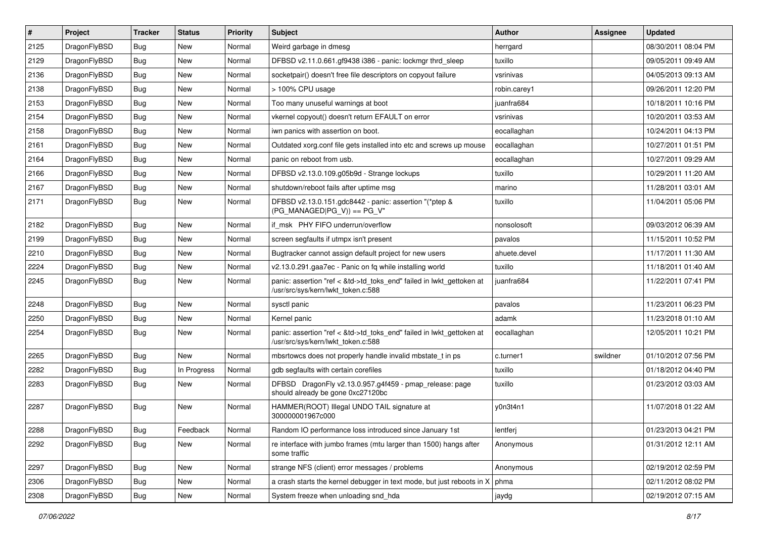| # | Project | Tracker | Status | Priority | Subject | Author | Assignee | Updated |
|---|---|---|---|---|---|---|---|---|
| 2125 | DragonFlyBSD | Bug | New | Normal | Weird garbage in dmesg | herrgard | | 08/30/2011 08:04 PM |
| 2129 | DragonFlyBSD | Bug | New | Normal | DFBSD v2.11.0.661.gf9438 i386 - panic: lockmgr thrd_sleep | tuxillo | | 09/05/2011 09:49 AM |
| 2136 | DragonFlyBSD | Bug | New | Normal | socketpair() doesn't free file descriptors on copyout failure | vsrinivas | | 04/05/2013 09:13 AM |
| 2138 | DragonFlyBSD | Bug | New | Normal | > 100% CPU usage | robin.carey1 | | 09/26/2011 12:20 PM |
| 2153 | DragonFlyBSD | Bug | New | Normal | Too many unuseful warnings at boot | juanfra684 | | 10/18/2011 10:16 PM |
| 2154 | DragonFlyBSD | Bug | New | Normal | vkernel copyout() doesn't return EFAULT on error | vsrinivas | | 10/20/2011 03:53 AM |
| 2158 | DragonFlyBSD | Bug | New | Normal | iwn panics with assertion on boot. | eocallaghan | | 10/24/2011 04:13 PM |
| 2161 | DragonFlyBSD | Bug | New | Normal | Outdated xorg.conf file gets installed into etc and screws up mouse | eocallaghan | | 10/27/2011 01:51 PM |
| 2164 | DragonFlyBSD | Bug | New | Normal | panic on reboot from usb. | eocallaghan | | 10/27/2011 09:29 AM |
| 2166 | DragonFlyBSD | Bug | New | Normal | DFBSD v2.13.0.109.g05b9d - Strange lockups | tuxillo | | 10/29/2011 11:20 AM |
| 2167 | DragonFlyBSD | Bug | New | Normal | shutdown/reboot fails after uptime msg | marino | | 11/28/2011 03:01 AM |
| 2171 | DragonFlyBSD | Bug | New | Normal | DFBSD v2.13.0.151.gdc8442 - panic: assertion "(*ptep & (PG_MANAGED\|PG_V)) == PG_V" | tuxillo | | 11/04/2011 05:06 PM |
| 2182 | DragonFlyBSD | Bug | New | Normal | if_msk PHY FIFO underrun/overflow | nonsolosoft | | 09/03/2012 06:39 AM |
| 2199 | DragonFlyBSD | Bug | New | Normal | screen segfaults if utmpx isn't present | pavalos | | 11/15/2011 10:52 PM |
| 2210 | DragonFlyBSD | Bug | New | Normal | Bugtracker cannot assign default project for new users | ahuete.devel | | 11/17/2011 11:30 AM |
| 2224 | DragonFlyBSD | Bug | New | Normal | v2.13.0.291.gaa7ec - Panic on fq while installing world | tuxillo | | 11/18/2011 01:40 AM |
| 2245 | DragonFlyBSD | Bug | New | Normal | panic: assertion "ref < &td->td_toks_end" failed in lwkt_gettoken at /usr/src/sys/kern/lwkt_token.c:588 | juanfra684 | | 11/22/2011 07:41 PM |
| 2248 | DragonFlyBSD | Bug | New | Normal | sysctl panic | pavalos | | 11/23/2011 06:23 PM |
| 2250 | DragonFlyBSD | Bug | New | Normal | Kernel panic | adamk | | 11/23/2018 01:10 AM |
| 2254 | DragonFlyBSD | Bug | New | Normal | panic: assertion "ref < &td->td_toks_end" failed in lwkt_gettoken at /usr/src/sys/kern/lwkt_token.c:588 | eocallaghan | | 12/05/2011 10:21 PM |
| 2265 | DragonFlyBSD | Bug | New | Normal | mbsrtowcs does not properly handle invalid mbstate_t in ps | c.turner1 | swildner | 01/10/2012 07:56 PM |
| 2282 | DragonFlyBSD | Bug | In Progress | Normal | gdb segfaults with certain corefiles | tuxillo | | 01/18/2012 04:40 PM |
| 2283 | DragonFlyBSD | Bug | New | Normal | DFBSD DragonFly v2.13.0.957.g4f459 - pmap_release: page should already be gone 0xc27120bc | tuxillo | | 01/23/2012 03:03 AM |
| 2287 | DragonFlyBSD | Bug | New | Normal | HAMMER(ROOT) Illegal UNDO TAIL signature at 300000001967c000 | y0n3t4n1 | | 11/07/2018 01:22 AM |
| 2288 | DragonFlyBSD | Bug | Feedback | Normal | Random IO performance loss introduced since January 1st | lentferj | | 01/23/2013 04:21 PM |
| 2292 | DragonFlyBSD | Bug | New | Normal | re interface with jumbo frames (mtu larger than 1500) hangs after some traffic | Anonymous | | 01/31/2012 12:11 AM |
| 2297 | DragonFlyBSD | Bug | New | Normal | strange NFS (client) error messages / problems | Anonymous | | 02/19/2012 02:59 PM |
| 2306 | DragonFlyBSD | Bug | New | Normal | a crash starts the kernel debugger in text mode, but just reboots in X | phma | | 02/11/2012 08:02 PM |
| 2308 | DragonFlyBSD | Bug | New | Normal | System freeze when unloading snd_hda | jaydg | | 02/19/2012 07:15 AM |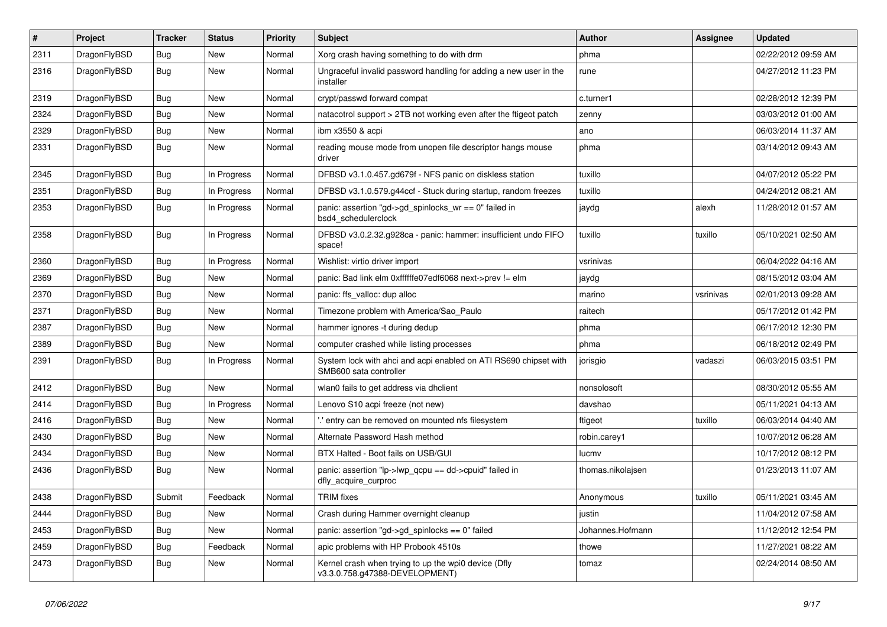| # | Project | Tracker | Status | Priority | Subject | Author | Assignee | Updated |
|---|---|---|---|---|---|---|---|---|
| 2311 | DragonFlyBSD | Bug | New | Normal | Xorg crash having something to do with drm | phma | | 02/22/2012 09:59 AM |
| 2316 | DragonFlyBSD | Bug | New | Normal | Ungraceful invalid password handling for adding a new user in the installer | rune | | 04/27/2012 11:23 PM |
| 2319 | DragonFlyBSD | Bug | New | Normal | crypt/passwd forward compat | c.turner1 | | 02/28/2012 12:39 PM |
| 2324 | DragonFlyBSD | Bug | New | Normal | natacotrol support > 2TB not working even after the ftigeot patch | zenny | | 03/03/2012 01:00 AM |
| 2329 | DragonFlyBSD | Bug | New | Normal | ibm x3550 & acpi | ano | | 06/03/2014 11:37 AM |
| 2331 | DragonFlyBSD | Bug | New | Normal | reading mouse mode from unopen file descriptor hangs mouse driver | phma | | 03/14/2012 09:43 AM |
| 2345 | DragonFlyBSD | Bug | In Progress | Normal | DFBSD v3.1.0.457.gd679f - NFS panic on diskless station | tuxillo | | 04/07/2012 05:22 PM |
| 2351 | DragonFlyBSD | Bug | In Progress | Normal | DFBSD v3.1.0.579.g44ccf - Stuck during startup, random freezes | tuxillo | | 04/24/2012 08:21 AM |
| 2353 | DragonFlyBSD | Bug | In Progress | Normal | panic: assertion "gd->gd_spinlocks_wr == 0" failed in bsd4_schedulerclock | jaydg | alexh | 11/28/2012 01:57 AM |
| 2358 | DragonFlyBSD | Bug | In Progress | Normal | DFBSD v3.0.2.32.g928ca - panic: hammer: insufficient undo FIFO space! | tuxillo | tuxillo | 05/10/2021 02:50 AM |
| 2360 | DragonFlyBSD | Bug | In Progress | Normal | Wishlist: virtio driver import | vsrinivas | | 06/04/2022 04:16 AM |
| 2369 | DragonFlyBSD | Bug | New | Normal | panic: Bad link elm 0xffffffe07edf6068 next->prev != elm | jaydg | | 08/15/2012 03:04 AM |
| 2370 | DragonFlyBSD | Bug | New | Normal | panic: ffs_valloc: dup alloc | marino | vsrinivas | 02/01/2013 09:28 AM |
| 2371 | DragonFlyBSD | Bug | New | Normal | Timezone problem with America/Sao_Paulo | raitech | | 05/17/2012 01:42 PM |
| 2387 | DragonFlyBSD | Bug | New | Normal | hammer ignores -t during dedup | phma | | 06/17/2012 12:30 PM |
| 2389 | DragonFlyBSD | Bug | New | Normal | computer crashed while listing processes | phma | | 06/18/2012 02:49 PM |
| 2391 | DragonFlyBSD | Bug | In Progress | Normal | System lock with ahci and acpi enabled on ATI RS690 chipset with SMB600 sata controller | jorisgio | vadaszi | 06/03/2015 03:51 PM |
| 2412 | DragonFlyBSD | Bug | New | Normal | wlan0 fails to get address via dhclient | nonsolosoft | | 08/30/2012 05:55 AM |
| 2414 | DragonFlyBSD | Bug | In Progress | Normal | Lenovo S10 acpi freeze (not new) | davshao | | 05/11/2021 04:13 AM |
| 2416 | DragonFlyBSD | Bug | New | Normal | '.' entry can be removed on mounted nfs filesystem | ftigeot | tuxillo | 06/03/2014 04:40 AM |
| 2430 | DragonFlyBSD | Bug | New | Normal | Alternate Password Hash method | robin.carey1 | | 10/07/2012 06:28 AM |
| 2434 | DragonFlyBSD | Bug | New | Normal | BTX Halted - Boot fails on USB/GUI | lucmv | | 10/17/2012 08:12 PM |
| 2436 | DragonFlyBSD | Bug | New | Normal | panic: assertion "lp->lwp_qcpu == dd->cpuid" failed in dfly_acquire_curproc | thomas.nikolajsen | | 01/23/2013 11:07 AM |
| 2438 | DragonFlyBSD | Submit | Feedback | Normal | TRIM fixes | Anonymous | tuxillo | 05/11/2021 03:45 AM |
| 2444 | DragonFlyBSD | Bug | New | Normal | Crash during Hammer overnight cleanup | justin | | 11/04/2012 07:58 AM |
| 2453 | DragonFlyBSD | Bug | New | Normal | panic: assertion "gd->gd_spinlocks == 0" failed | Johannes.Hofmann | | 11/12/2012 12:54 PM |
| 2459 | DragonFlyBSD | Bug | Feedback | Normal | apic problems with HP Probook 4510s | thowe | | 11/27/2021 08:22 AM |
| 2473 | DragonFlyBSD | Bug | New | Normal | Kernel crash when trying to up the wpi0 device (Dfly v3.3.0.758.g47388-DEVELOPMENT) | tomaz | | 02/24/2014 08:50 AM |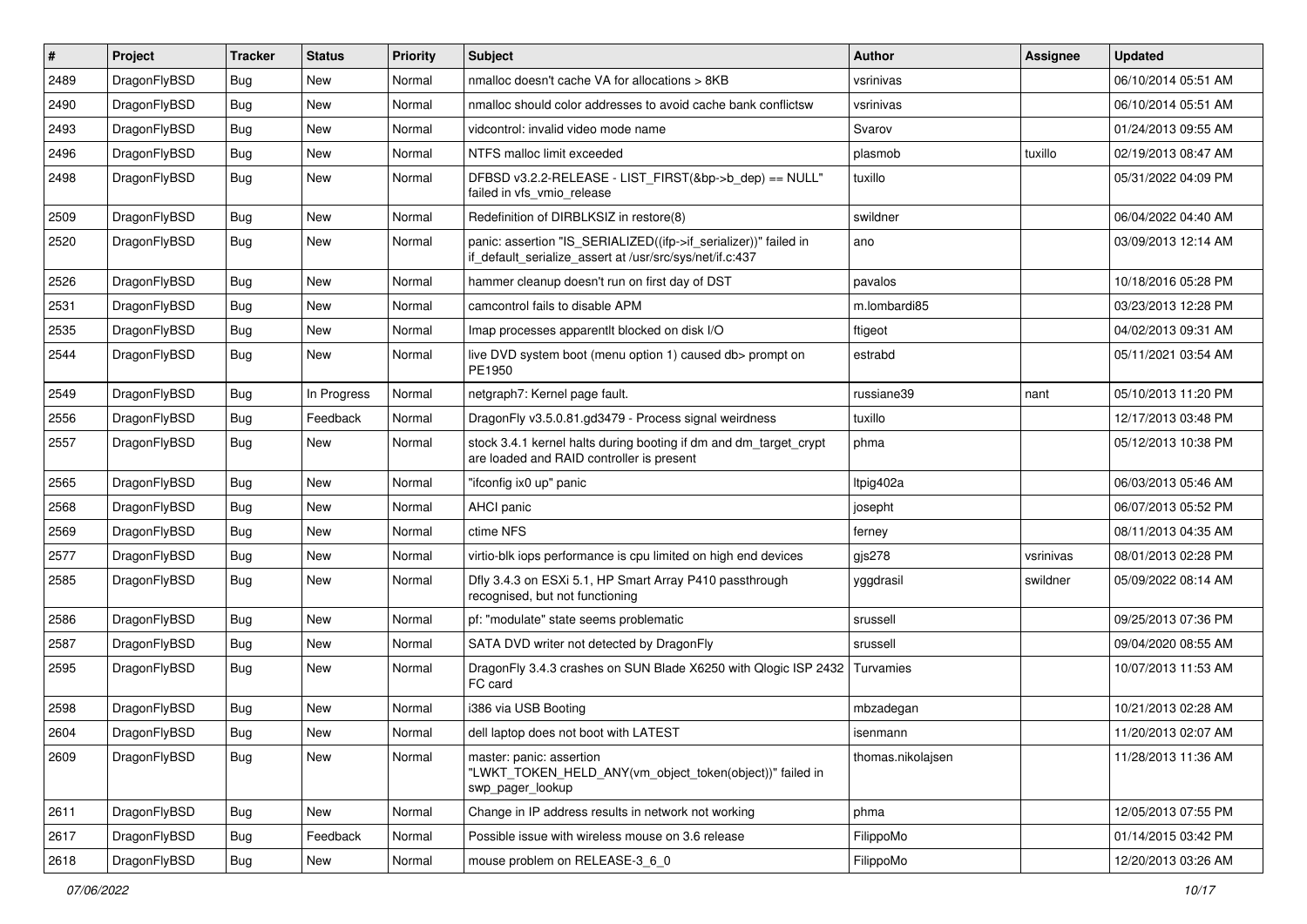| # | Project | Tracker | Status | Priority | Subject | Author | Assignee | Updated |
|---|---|---|---|---|---|---|---|---|
| 2489 | DragonFlyBSD | Bug | New | Normal | nmalloc doesn't cache VA for allocations > 8KB | vsrinivas | | 06/10/2014 05:51 AM |
| 2490 | DragonFlyBSD | Bug | New | Normal | nmalloc should color addresses to avoid cache bank conflictsw | vsrinivas | | 06/10/2014 05:51 AM |
| 2493 | DragonFlyBSD | Bug | New | Normal | vidcontrol: invalid video mode name | Svarov | | 01/24/2013 09:55 AM |
| 2496 | DragonFlyBSD | Bug | New | Normal | NTFS malloc limit exceeded | plasmob | tuxillo | 02/19/2013 08:47 AM |
| 2498 | DragonFlyBSD | Bug | New | Normal | DFBSD v3.2.2-RELEASE - LIST_FIRST(&bp->b_dep) == NULL" failed in vfs_vmio_release | tuxillo | | 05/31/2022 04:09 PM |
| 2509 | DragonFlyBSD | Bug | New | Normal | Redefinition of DIRBLKSIZ in restore(8) | swildner | | 06/04/2022 04:40 AM |
| 2520 | DragonFlyBSD | Bug | New | Normal | panic: assertion "IS_SERIALIZED((ifp->if_serializer))" failed in if_default_serialize_assert at /usr/src/sys/net/if.c:437 | ano | | 03/09/2013 12:14 AM |
| 2526 | DragonFlyBSD | Bug | New | Normal | hammer cleanup doesn't run on first day of DST | pavalos | | 10/18/2016 05:28 PM |
| 2531 | DragonFlyBSD | Bug | New | Normal | camcontrol fails to disable APM | m.lombardi85 | | 03/23/2013 12:28 PM |
| 2535 | DragonFlyBSD | Bug | New | Normal | Imap processes apparentlt blocked on disk I/O | ftigeot | | 04/02/2013 09:31 AM |
| 2544 | DragonFlyBSD | Bug | New | Normal | live DVD system boot (menu option 1) caused db> prompt on PE1950 | estrabd | | 05/11/2021 03:54 AM |
| 2549 | DragonFlyBSD | Bug | In Progress | Normal | netgraph7: Kernel page fault. | russiane39 | nant | 05/10/2013 11:20 PM |
| 2556 | DragonFlyBSD | Bug | Feedback | Normal | DragonFly v3.5.0.81.gd3479 - Process signal weirdness | tuxillo | | 12/17/2013 03:48 PM |
| 2557 | DragonFlyBSD | Bug | New | Normal | stock 3.4.1 kernel halts during booting if dm and dm_target_crypt are loaded and RAID controller is present | phma | | 05/12/2013 10:38 PM |
| 2565 | DragonFlyBSD | Bug | New | Normal | "ifconfig ix0 up" panic | ltpig402a | | 06/03/2013 05:46 AM |
| 2568 | DragonFlyBSD | Bug | New | Normal | AHCI panic | josepht | | 06/07/2013 05:52 PM |
| 2569 | DragonFlyBSD | Bug | New | Normal | ctime NFS | ferney | | 08/11/2013 04:35 AM |
| 2577 | DragonFlyBSD | Bug | New | Normal | virtio-blk iops performance is cpu limited on high end devices | gjs278 | vsrinivas | 08/01/2013 02:28 PM |
| 2585 | DragonFlyBSD | Bug | New | Normal | Dfly 3.4.3 on ESXi 5.1, HP Smart Array P410 passthrough recognised, but not functioning | yggdrasil | swildner | 05/09/2022 08:14 AM |
| 2586 | DragonFlyBSD | Bug | New | Normal | pf: "modulate" state seems problematic | srussell | | 09/25/2013 07:36 PM |
| 2587 | DragonFlyBSD | Bug | New | Normal | SATA DVD writer not detected by DragonFly | srussell | | 09/04/2020 08:55 AM |
| 2595 | DragonFlyBSD | Bug | New | Normal | DragonFly 3.4.3 crashes on SUN Blade X6250 with Qlogic ISP 2432 FC card | Turvamies | | 10/07/2013 11:53 AM |
| 2598 | DragonFlyBSD | Bug | New | Normal | i386 via USB Booting | mbzadegan | | 10/21/2013 02:28 AM |
| 2604 | DragonFlyBSD | Bug | New | Normal | dell laptop does not boot with LATEST | isenmann | | 11/20/2013 02:07 AM |
| 2609 | DragonFlyBSD | Bug | New | Normal | master: panic: assertion "LWKT_TOKEN_HELD_ANY(vm_object_token(object))" failed in swp_pager_lookup | thomas.nikolajsen | | 11/28/2013 11:36 AM |
| 2611 | DragonFlyBSD | Bug | New | Normal | Change in IP address results in network not working | phma | | 12/05/2013 07:55 PM |
| 2617 | DragonFlyBSD | Bug | Feedback | Normal | Possible issue with wireless mouse on 3.6 release | FilippoMo | | 01/14/2015 03:42 PM |
| 2618 | DragonFlyBSD | Bug | New | Normal | mouse problem on RELEASE-3_6_0 | FilippoMo | | 12/20/2013 03:26 AM |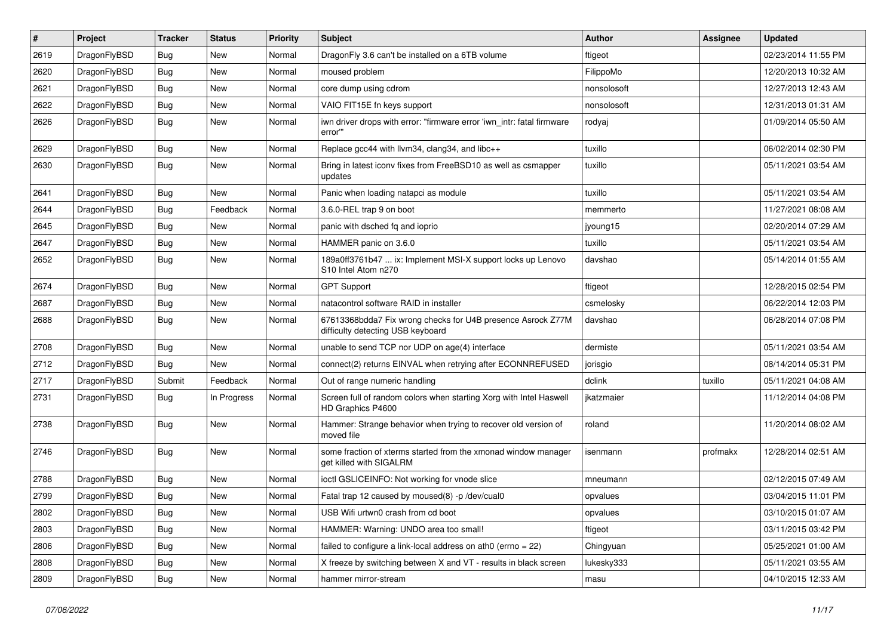| # | Project | Tracker | Status | Priority | Subject | Author | Assignee | Updated |
|---|---|---|---|---|---|---|---|---|
| 2619 | DragonFlyBSD | Bug | New | Normal | DragonFly 3.6 can't be installed on a 6TB volume | ftigeot | | 02/23/2014 11:55 PM |
| 2620 | DragonFlyBSD | Bug | New | Normal | moused problem | FilippoMo | | 12/20/2013 10:32 AM |
| 2621 | DragonFlyBSD | Bug | New | Normal | core dump using cdrom | nonsolosoft | | 12/27/2013 12:43 AM |
| 2622 | DragonFlyBSD | Bug | New | Normal | VAIO FIT15E fn keys support | nonsolosoft | | 12/31/2013 01:31 AM |
| 2626 | DragonFlyBSD | Bug | New | Normal | iwn driver drops with error: "firmware error 'iwn_intr: fatal firmware error'" | rodyaj | | 01/09/2014 05:50 AM |
| 2629 | DragonFlyBSD | Bug | New | Normal | Replace gcc44 with llvm34, clang34, and libc++ | tuxillo | | 06/02/2014 02:30 PM |
| 2630 | DragonFlyBSD | Bug | New | Normal | Bring in latest iconv fixes from FreeBSD10 as well as csmapper updates | tuxillo | | 05/11/2021 03:54 AM |
| 2641 | DragonFlyBSD | Bug | New | Normal | Panic when loading natapci as module | tuxillo | | 05/11/2021 03:54 AM |
| 2644 | DragonFlyBSD | Bug | Feedback | Normal | 3.6.0-REL trap 9 on boot | memmerto | | 11/27/2021 08:08 AM |
| 2645 | DragonFlyBSD | Bug | New | Normal | panic with dsched fq and ioprio | jyoung15 | | 02/20/2014 07:29 AM |
| 2647 | DragonFlyBSD | Bug | New | Normal | HAMMER panic on 3.6.0 | tuxillo | | 05/11/2021 03:54 AM |
| 2652 | DragonFlyBSD | Bug | New | Normal | 189a0ff3761b47 ... ix: Implement MSI-X support locks up Lenovo S10 Intel Atom n270 | davshao | | 05/14/2014 01:55 AM |
| 2674 | DragonFlyBSD | Bug | New | Normal | GPT Support | ftigeot | | 12/28/2015 02:54 PM |
| 2687 | DragonFlyBSD | Bug | New | Normal | natacontrol software RAID in installer | csmelosky | | 06/22/2014 12:03 PM |
| 2688 | DragonFlyBSD | Bug | New | Normal | 67613368bdda7 Fix wrong checks for U4B presence Asrock Z77M difficulty detecting USB keyboard | davshao | | 06/28/2014 07:08 PM |
| 2708 | DragonFlyBSD | Bug | New | Normal | unable to send TCP nor UDP on age(4) interface | dermiste | | 05/11/2021 03:54 AM |
| 2712 | DragonFlyBSD | Bug | New | Normal | connect(2) returns EINVAL when retrying after ECONNREFUSED | jorisgio | | 08/14/2014 05:31 PM |
| 2717 | DragonFlyBSD | Submit | Feedback | Normal | Out of range numeric handling | dclink | tuxillo | 05/11/2021 04:08 AM |
| 2731 | DragonFlyBSD | Bug | In Progress | Normal | Screen full of random colors when starting Xorg with Intel Haswell HD Graphics P4600 | jkatzmaier | | 11/12/2014 04:08 PM |
| 2738 | DragonFlyBSD | Bug | New | Normal | Hammer: Strange behavior when trying to recover old version of moved file | roland | | 11/20/2014 08:02 AM |
| 2746 | DragonFlyBSD | Bug | New | Normal | some fraction of xterms started from the xmonad window manager get killed with SIGALRM | isenmann | profmakx | 12/28/2014 02:51 AM |
| 2788 | DragonFlyBSD | Bug | New | Normal | ioctl GSLICEINFO: Not working for vnode slice | mneumann | | 02/12/2015 07:49 AM |
| 2799 | DragonFlyBSD | Bug | New | Normal | Fatal trap 12 caused by moused(8) -p /dev/cual0 | opvalues | | 03/04/2015 11:01 PM |
| 2802 | DragonFlyBSD | Bug | New | Normal | USB Wifi urtwn0 crash from cd boot | opvalues | | 03/10/2015 01:07 AM |
| 2803 | DragonFlyBSD | Bug | New | Normal | HAMMER: Warning: UNDO area too small! | ftigeot | | 03/11/2015 03:42 PM |
| 2806 | DragonFlyBSD | Bug | New | Normal | failed to configure a link-local address on ath0 (errno = 22) | Chingyuan | | 05/25/2021 01:00 AM |
| 2808 | DragonFlyBSD | Bug | New | Normal | X freeze by switching between X and VT - results in black screen | lukesky333 | | 05/11/2021 03:55 AM |
| 2809 | DragonFlyBSD | Bug | New | Normal | hammer mirror-stream | masu | | 04/10/2015 12:33 AM |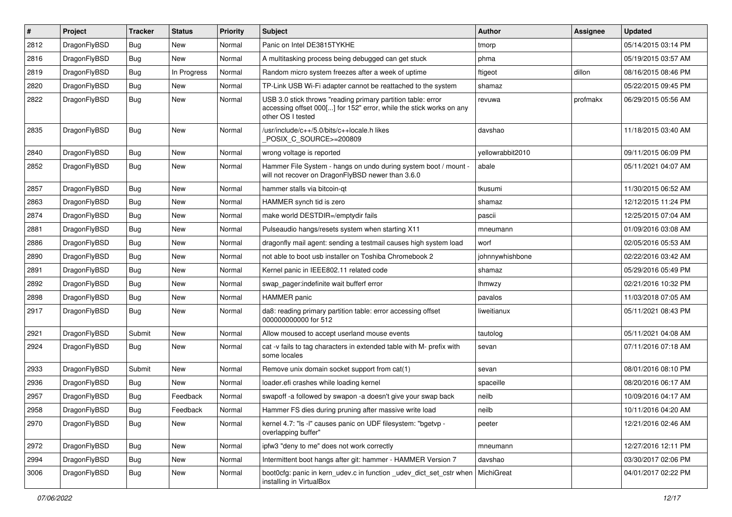| # | Project | Tracker | Status | Priority | Subject | Author | Assignee | Updated |
|---|---|---|---|---|---|---|---|---|
| 2812 | DragonFlyBSD | Bug | New | Normal | Panic on Intel DE3815TYKHE | tmorp | | 05/14/2015 03:14 PM |
| 2816 | DragonFlyBSD | Bug | New | Normal | A multitasking process being debugged can get stuck | phma | | 05/19/2015 03:57 AM |
| 2819 | DragonFlyBSD | Bug | In Progress | Normal | Random micro system freezes after a week of uptime | ftigeot | dillon | 08/16/2015 08:46 PM |
| 2820 | DragonFlyBSD | Bug | New | Normal | TP-Link USB Wi-Fi adapter cannot be reattached to the system | shamaz | | 05/22/2015 09:45 PM |
| 2822 | DragonFlyBSD | Bug | New | Normal | USB 3.0 stick throws "reading primary partition table: error accessing offset 000[...] for 152" error, while the stick works on any other OS I tested | revuwa | profmakx | 06/29/2015 05:56 AM |
| 2835 | DragonFlyBSD | Bug | New | Normal | /usr/include/c++/5.0/bits/c++locale.h likes _POSIX_C_SOURCE>=200809 | davshao | | 11/18/2015 03:40 AM |
| 2840 | DragonFlyBSD | Bug | New | Normal | wrong voltage is reported | yellowrabbit2010 | | 09/11/2015 06:09 PM |
| 2852 | DragonFlyBSD | Bug | New | Normal | Hammer File System - hangs on undo during system boot / mount - will not recover on DragonFlyBSD newer than 3.6.0 | abale | | 05/11/2021 04:07 AM |
| 2857 | DragonFlyBSD | Bug | New | Normal | hammer stalls via bitcoin-qt | tkusumi | | 11/30/2015 06:52 AM |
| 2863 | DragonFlyBSD | Bug | New | Normal | HAMMER synch tid is zero | shamaz | | 12/12/2015 11:24 PM |
| 2874 | DragonFlyBSD | Bug | New | Normal | make world DESTDIR=/emptydir fails | pascii | | 12/25/2015 07:04 AM |
| 2881 | DragonFlyBSD | Bug | New | Normal | Pulseaudio hangs/resets system when starting X11 | mneumann | | 01/09/2016 03:08 AM |
| 2886 | DragonFlyBSD | Bug | New | Normal | dragonfly mail agent: sending a testmail causes high system load | worf | | 02/05/2016 05:53 AM |
| 2890 | DragonFlyBSD | Bug | New | Normal | not able to boot usb installer on Toshiba Chromebook 2 | johnnywhishbone | | 02/22/2016 03:42 AM |
| 2891 | DragonFlyBSD | Bug | New | Normal | Kernel panic in IEEE802.11 related code | shamaz | | 05/29/2016 05:49 PM |
| 2892 | DragonFlyBSD | Bug | New | Normal | swap_pager:indefinite wait bufferf error | lhmwzy | | 02/21/2016 10:32 PM |
| 2898 | DragonFlyBSD | Bug | New | Normal | HAMMER panic | pavalos | | 11/03/2018 07:05 AM |
| 2917 | DragonFlyBSD | Bug | New | Normal | da8: reading primary partition table: error accessing offset 000000000000 for 512 | liweitianux | | 05/11/2021 08:43 PM |
| 2921 | DragonFlyBSD | Submit | New | Normal | Allow moused to accept userland mouse events | tautolog | | 05/11/2021 04:08 AM |
| 2924 | DragonFlyBSD | Bug | New | Normal | cat -v fails to tag characters in extended table with M- prefix with some locales | sevan | | 07/11/2016 07:18 AM |
| 2933 | DragonFlyBSD | Submit | New | Normal | Remove unix domain socket support from cat(1) | sevan | | 08/01/2016 08:10 PM |
| 2936 | DragonFlyBSD | Bug | New | Normal | loader.efi crashes while loading kernel | spaceille | | 08/20/2016 06:17 AM |
| 2957 | DragonFlyBSD | Bug | Feedback | Normal | swapoff -a followed by swapon -a doesn't give your swap back | neilb | | 10/09/2016 04:17 AM |
| 2958 | DragonFlyBSD | Bug | Feedback | Normal | Hammer FS dies during pruning after massive write load | neilb | | 10/11/2016 04:20 AM |
| 2970 | DragonFlyBSD | Bug | New | Normal | kernel 4.7: "ls -l" causes panic on UDF filesystem: "bgetvp - overlapping buffer" | peeter | | 12/21/2016 02:46 AM |
| 2972 | DragonFlyBSD | Bug | New | Normal | ipfw3 "deny to me" does not work correctly | mneumann | | 12/27/2016 12:11 PM |
| 2994 | DragonFlyBSD | Bug | New | Normal | Intermittent boot hangs after git: hammer - HAMMER Version 7 | davshao | | 03/30/2017 02:06 PM |
| 3006 | DragonFlyBSD | Bug | New | Normal | boot0cfg: panic in kern_udev.c in function _udev_dict_set_cstr when installing in VirtualBox | MichiGreat | | 04/01/2017 02:22 PM |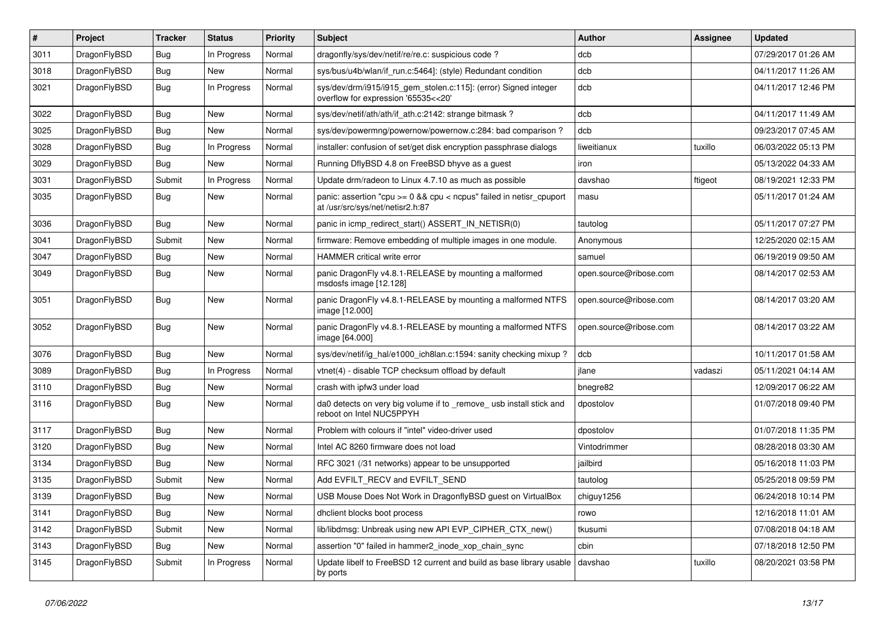| # | Project | Tracker | Status | Priority | Subject | Author | Assignee | Updated |
| --- | --- | --- | --- | --- | --- | --- | --- | --- |
| 3011 | DragonFlyBSD | Bug | In Progress | Normal | dragonfly/sys/dev/netif/re/re.c: suspicious code ? | dcb | | 07/29/2017 01:26 AM |
| 3018 | DragonFlyBSD | Bug | New | Normal | sys/bus/u4b/wlan/if_run.c:5464]: (style) Redundant condition | dcb | | 04/11/2017 11:26 AM |
| 3021 | DragonFlyBSD | Bug | In Progress | Normal | sys/dev/drm/i915/i915_gem_stolen.c:115]: (error) Signed integer overflow for expression '65535<<20' | dcb | | 04/11/2017 12:46 PM |
| 3022 | DragonFlyBSD | Bug | New | Normal | sys/dev/netif/ath/ath/if_ath.c:2142: strange bitmask ? | dcb | | 04/11/2017 11:49 AM |
| 3025 | DragonFlyBSD | Bug | New | Normal | sys/dev/powermng/powernow/powernow.c:284: bad comparison ? | dcb | | 09/23/2017 07:45 AM |
| 3028 | DragonFlyBSD | Bug | In Progress | Normal | installer: confusion of set/get disk encryption passphrase dialogs | liweitianux | tuxillo | 06/03/2022 05:13 PM |
| 3029 | DragonFlyBSD | Bug | New | Normal | Running DflyBSD 4.8 on FreeBSD bhyve as a guest | iron | | 05/13/2022 04:33 AM |
| 3031 | DragonFlyBSD | Submit | In Progress | Normal | Update drm/radeon to Linux 4.7.10 as much as possible | davshao | ftigeot | 08/19/2021 12:33 PM |
| 3035 | DragonFlyBSD | Bug | New | Normal | panic: assertion "cpu >= 0 && cpu < ncpus" failed in netisr_cpuport at /usr/src/sys/net/netisr2.h:87 | masu | | 05/11/2017 01:24 AM |
| 3036 | DragonFlyBSD | Bug | New | Normal | panic in icmp_redirect_start() ASSERT_IN_NETISR(0) | tautolog | | 05/11/2017 07:27 PM |
| 3041 | DragonFlyBSD | Submit | New | Normal | firmware: Remove embedding of multiple images in one module. | Anonymous | | 12/25/2020 02:15 AM |
| 3047 | DragonFlyBSD | Bug | New | Normal | HAMMER critical write error | samuel | | 06/19/2019 09:50 AM |
| 3049 | DragonFlyBSD | Bug | New | Normal | panic DragonFly v4.8.1-RELEASE by mounting a malformed msdosfs image [12.128] | open.source@ribose.com | | 08/14/2017 02:53 AM |
| 3051 | DragonFlyBSD | Bug | New | Normal | panic DragonFly v4.8.1-RELEASE by mounting a malformed NTFS image [12.000] | open.source@ribose.com | | 08/14/2017 03:20 AM |
| 3052 | DragonFlyBSD | Bug | New | Normal | panic DragonFly v4.8.1-RELEASE by mounting a malformed NTFS image [64.000] | open.source@ribose.com | | 08/14/2017 03:22 AM |
| 3076 | DragonFlyBSD | Bug | New | Normal | sys/dev/netif/ig_hal/e1000_ich8lan.c:1594: sanity checking mixup ? | dcb | | 10/11/2017 01:58 AM |
| 3089 | DragonFlyBSD | Bug | In Progress | Normal | vtnet(4) - disable TCP checksum offload by default | jlane | vadaszi | 05/11/2021 04:14 AM |
| 3110 | DragonFlyBSD | Bug | New | Normal | crash with ipfw3 under load | bnegre82 | | 12/09/2017 06:22 AM |
| 3116 | DragonFlyBSD | Bug | New | Normal | da0 detects on very big volume if to _remove_ usb install stick and reboot on Intel NUC5PPYH | dpostolov | | 01/07/2018 09:40 PM |
| 3117 | DragonFlyBSD | Bug | New | Normal | Problem with colours if "intel" video-driver used | dpostolov | | 01/07/2018 11:35 PM |
| 3120 | DragonFlyBSD | Bug | New | Normal | Intel AC 8260 firmware does not load | Vintodrimmer | | 08/28/2018 03:30 AM |
| 3134 | DragonFlyBSD | Bug | New | Normal | RFC 3021 (/31 networks) appear to be unsupported | jailbird | | 05/16/2018 11:03 PM |
| 3135 | DragonFlyBSD | Submit | New | Normal | Add EVFILT_RECV and EVFILT_SEND | tautolog | | 05/25/2018 09:59 PM |
| 3139 | DragonFlyBSD | Bug | New | Normal | USB Mouse Does Not Work in DragonflyBSD guest on VirtualBox | chiguy1256 | | 06/24/2018 10:14 PM |
| 3141 | DragonFlyBSD | Bug | New | Normal | dhclient blocks boot process | rowo | | 12/16/2018 11:01 AM |
| 3142 | DragonFlyBSD | Submit | New | Normal | lib/libdmsg: Unbreak using new API EVP_CIPHER_CTX_new() | tkusumi | | 07/08/2018 04:18 AM |
| 3143 | DragonFlyBSD | Bug | New | Normal | assertion "0" failed in hammer2_inode_xop_chain_sync | cbin | | 07/18/2018 12:50 PM |
| 3145 | DragonFlyBSD | Submit | In Progress | Normal | Update libelf to FreeBSD 12 current and build as base library usable by ports | davshao | tuxillo | 08/20/2021 03:58 PM |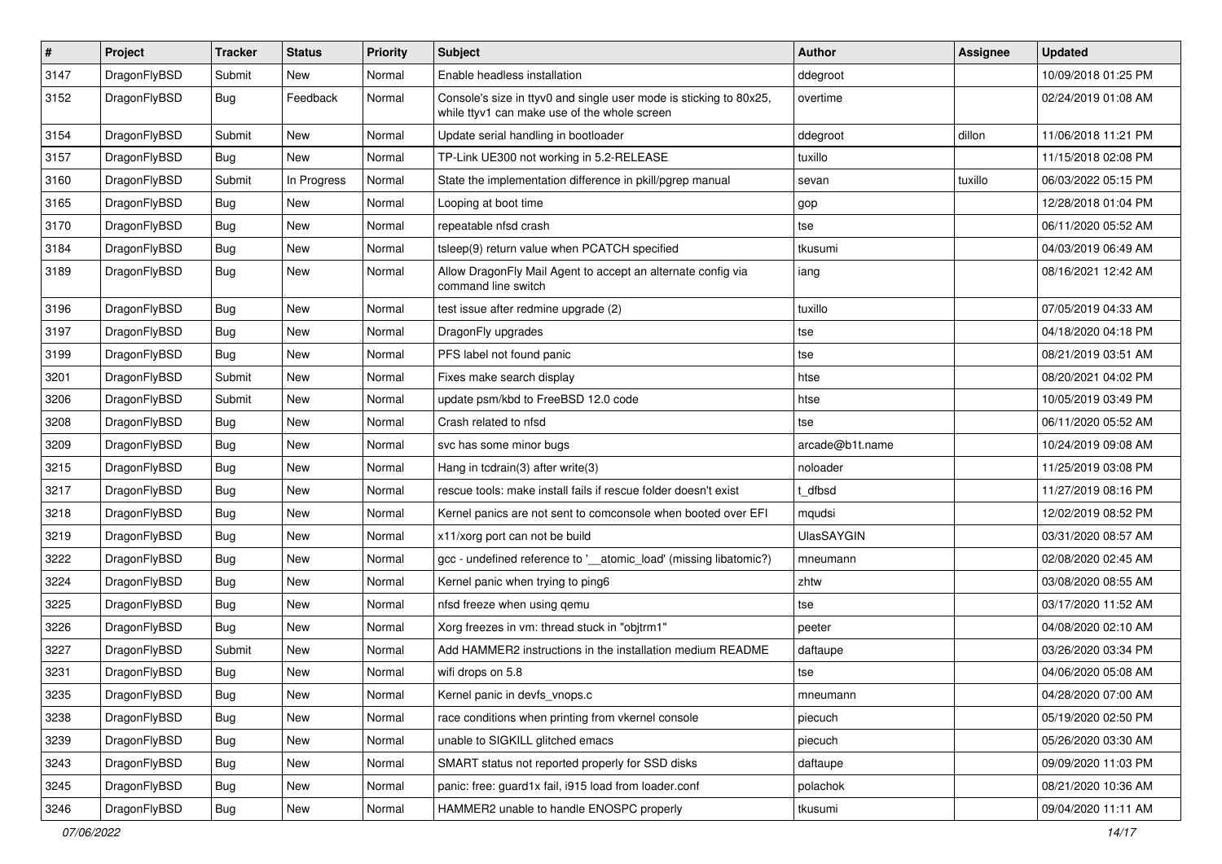| # | Project | Tracker | Status | Priority | Subject | Author | Assignee | Updated |
|---|---|---|---|---|---|---|---|---|
| 3147 | DragonFlyBSD | Submit | New | Normal | Enable headless installation | ddegroot | | 10/09/2018 01:25 PM |
| 3152 | DragonFlyBSD | Bug | Feedback | Normal | Console's size in ttyv0 and single user mode is sticking to 80x25, while ttyv1 can make use of the whole screen | overtime | | 02/24/2019 01:08 AM |
| 3154 | DragonFlyBSD | Submit | New | Normal | Update serial handling in bootloader | ddegroot | dillon | 11/06/2018 11:21 PM |
| 3157 | DragonFlyBSD | Bug | New | Normal | TP-Link UE300 not working in 5.2-RELEASE | tuxillo | | 11/15/2018 02:08 PM |
| 3160 | DragonFlyBSD | Submit | In Progress | Normal | State the implementation difference in pkill/pgrep manual | sevan | tuxillo | 06/03/2022 05:15 PM |
| 3165 | DragonFlyBSD | Bug | New | Normal | Looping at boot time | gop | | 12/28/2018 01:04 PM |
| 3170 | DragonFlyBSD | Bug | New | Normal | repeatable nfsd crash | tse | | 06/11/2020 05:52 AM |
| 3184 | DragonFlyBSD | Bug | New | Normal | tsleep(9) return value when PCATCH specified | tkusumi | | 04/03/2019 06:49 AM |
| 3189 | DragonFlyBSD | Bug | New | Normal | Allow DragonFly Mail Agent to accept an alternate config via command line switch | iang | | 08/16/2021 12:42 AM |
| 3196 | DragonFlyBSD | Bug | New | Normal | test issue after redmine upgrade (2) | tuxillo | | 07/05/2019 04:33 AM |
| 3197 | DragonFlyBSD | Bug | New | Normal | DragonFly upgrades | tse | | 04/18/2020 04:18 PM |
| 3199 | DragonFlyBSD | Bug | New | Normal | PFS label not found panic | tse | | 08/21/2019 03:51 AM |
| 3201 | DragonFlyBSD | Submit | New | Normal | Fixes make search display | htse | | 08/20/2021 04:02 PM |
| 3206 | DragonFlyBSD | Submit | New | Normal | update psm/kbd to FreeBSD 12.0 code | htse | | 10/05/2019 03:49 PM |
| 3208 | DragonFlyBSD | Bug | New | Normal | Crash related to nfsd | tse | | 06/11/2020 05:52 AM |
| 3209 | DragonFlyBSD | Bug | New | Normal | svc has some minor bugs | arcade@b1t.name | | 10/24/2019 09:08 AM |
| 3215 | DragonFlyBSD | Bug | New | Normal | Hang in tcdrain(3) after write(3) | noloader | | 11/25/2019 03:08 PM |
| 3217 | DragonFlyBSD | Bug | New | Normal | rescue tools: make install fails if rescue folder doesn't exist | t_dfbsd | | 11/27/2019 08:16 PM |
| 3218 | DragonFlyBSD | Bug | New | Normal | Kernel panics are not sent to comconsole when booted over EFI | mqudsi | | 12/02/2019 08:52 PM |
| 3219 | DragonFlyBSD | Bug | New | Normal | x11/xorg port can not be build | UlasSAYGIN | | 03/31/2020 08:57 AM |
| 3222 | DragonFlyBSD | Bug | New | Normal | gcc - undefined reference to '__atomic_load' (missing libatomic?) | mneumann | | 02/08/2020 02:45 AM |
| 3224 | DragonFlyBSD | Bug | New | Normal | Kernel panic when trying to ping6 | zhtw | | 03/08/2020 08:55 AM |
| 3225 | DragonFlyBSD | Bug | New | Normal | nfsd freeze when using qemu | tse | | 03/17/2020 11:52 AM |
| 3226 | DragonFlyBSD | Bug | New | Normal | Xorg freezes in vm: thread stuck in "objtrm1" | peeter | | 04/08/2020 02:10 AM |
| 3227 | DragonFlyBSD | Submit | New | Normal | Add HAMMER2 instructions in the installation medium README | daftaupe | | 03/26/2020 03:34 PM |
| 3231 | DragonFlyBSD | Bug | New | Normal | wifi drops on 5.8 | tse | | 04/06/2020 05:08 AM |
| 3235 | DragonFlyBSD | Bug | New | Normal | Kernel panic in devfs_vnops.c | mneumann | | 04/28/2020 07:00 AM |
| 3238 | DragonFlyBSD | Bug | New | Normal | race conditions when printing from vkernel console | piecuch | | 05/19/2020 02:50 PM |
| 3239 | DragonFlyBSD | Bug | New | Normal | unable to SIGKILL glitched emacs | piecuch | | 05/26/2020 03:30 AM |
| 3243 | DragonFlyBSD | Bug | New | Normal | SMART status not reported properly for SSD disks | daftaupe | | 09/09/2020 11:03 PM |
| 3245 | DragonFlyBSD | Bug | New | Normal | panic: free: guard1x fail, i915 load from loader.conf | polachok | | 08/21/2020 10:36 AM |
| 3246 | DragonFlyBSD | Bug | New | Normal | HAMMER2 unable to handle ENOSPC properly | tkusumi | | 09/04/2020 11:11 AM |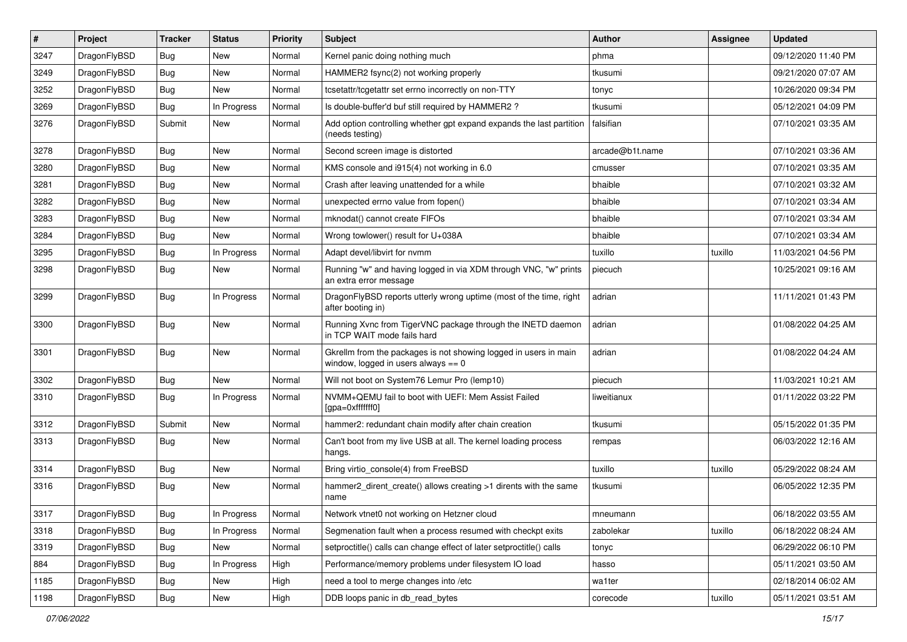| # | Project | Tracker | Status | Priority | Subject | Author | Assignee | Updated |
|---|---|---|---|---|---|---|---|---|
| 3247 | DragonFlyBSD | Bug | New | Normal | Kernel panic doing nothing much | phma | | 09/12/2020 11:40 PM |
| 3249 | DragonFlyBSD | Bug | New | Normal | HAMMER2 fsync(2) not working properly | tkusumi | | 09/21/2020 07:07 AM |
| 3252 | DragonFlyBSD | Bug | New | Normal | tcsetattr/tcgetattr set errno incorrectly on non-TTY | tonyc | | 10/26/2020 09:34 PM |
| 3269 | DragonFlyBSD | Bug | In Progress | Normal | Is double-buffer'd buf still required by HAMMER2 ? | tkusumi | | 05/12/2021 04:09 PM |
| 3276 | DragonFlyBSD | Submit | New | Normal | Add option controlling whether gpt expand expands the last partition (needs testing) | falsifian | | 07/10/2021 03:35 AM |
| 3278 | DragonFlyBSD | Bug | New | Normal | Second screen image is distorted | arcade@b1t.name | | 07/10/2021 03:36 AM |
| 3280 | DragonFlyBSD | Bug | New | Normal | KMS console and i915(4) not working in 6.0 | cmusser | | 07/10/2021 03:35 AM |
| 3281 | DragonFlyBSD | Bug | New | Normal | Crash after leaving unattended for a while | bhaible | | 07/10/2021 03:32 AM |
| 3282 | DragonFlyBSD | Bug | New | Normal | unexpected errno value from fopen() | bhaible | | 07/10/2021 03:34 AM |
| 3283 | DragonFlyBSD | Bug | New | Normal | mknodat() cannot create FIFOs | bhaible | | 07/10/2021 03:34 AM |
| 3284 | DragonFlyBSD | Bug | New | Normal | Wrong towlower() result for U+038A | bhaible | | 07/10/2021 03:34 AM |
| 3295 | DragonFlyBSD | Bug | In Progress | Normal | Adapt devel/libvirt for nvmm | tuxillo | tuxillo | 11/03/2021 04:56 PM |
| 3298 | DragonFlyBSD | Bug | New | Normal | Running "w" and having logged in via XDM through VNC, "w" prints an extra error message | piecuch | | 10/25/2021 09:16 AM |
| 3299 | DragonFlyBSD | Bug | In Progress | Normal | DragonFlyBSD reports utterly wrong uptime (most of the time, right after booting in) | adrian | | 11/11/2021 01:43 PM |
| 3300 | DragonFlyBSD | Bug | New | Normal | Running Xvnc from TigerVNC package through the INETD daemon in TCP WAIT mode fails hard | adrian | | 01/08/2022 04:25 AM |
| 3301 | DragonFlyBSD | Bug | New | Normal | Gkrellm from the packages is not showing logged in users in main window, logged in users always == 0 | adrian | | 01/08/2022 04:24 AM |
| 3302 | DragonFlyBSD | Bug | New | Normal | Will not boot on System76 Lemur Pro (lemp10) | piecuch | | 11/03/2021 10:21 AM |
| 3310 | DragonFlyBSD | Bug | In Progress | Normal | NVMM+QEMU fail to boot with UEFI: Mem Assist Failed [gpa=0xfffffff0] | liweitianux | | 01/11/2022 03:22 PM |
| 3312 | DragonFlyBSD | Submit | New | Normal | hammer2: redundant chain modify after chain creation | tkusumi | | 05/15/2022 01:35 PM |
| 3313 | DragonFlyBSD | Bug | New | Normal | Can't boot from my live USB at all. The kernel loading process hangs. | rempas | | 06/03/2022 12:16 AM |
| 3314 | DragonFlyBSD | Bug | New | Normal | Bring virtio_console(4) from FreeBSD | tuxillo | tuxillo | 05/29/2022 08:24 AM |
| 3316 | DragonFlyBSD | Bug | New | Normal | hammer2_dirent_create() allows creating >1 dirents with the same name | tkusumi | | 06/05/2022 12:35 PM |
| 3317 | DragonFlyBSD | Bug | In Progress | Normal | Network vtnet0 not working on Hetzner cloud | mneumann | | 06/18/2022 03:55 AM |
| 3318 | DragonFlyBSD | Bug | In Progress | Normal | Segmenation fault when a process resumed with checkpt exits | zabolekar | tuxillo | 06/18/2022 08:24 AM |
| 3319 | DragonFlyBSD | Bug | New | Normal | setproctitle() calls can change effect of later setproctitle() calls | tonyc | | 06/29/2022 06:10 PM |
| 884 | DragonFlyBSD | Bug | In Progress | High | Performance/memory problems under filesystem IO load | hasso | | 05/11/2021 03:50 AM |
| 1185 | DragonFlyBSD | Bug | New | High | need a tool to merge changes into /etc | wa1ter | | 02/18/2014 06:02 AM |
| 1198 | DragonFlyBSD | Bug | New | High | DDB loops panic in db_read_bytes | corecode | tuxillo | 05/11/2021 03:51 AM |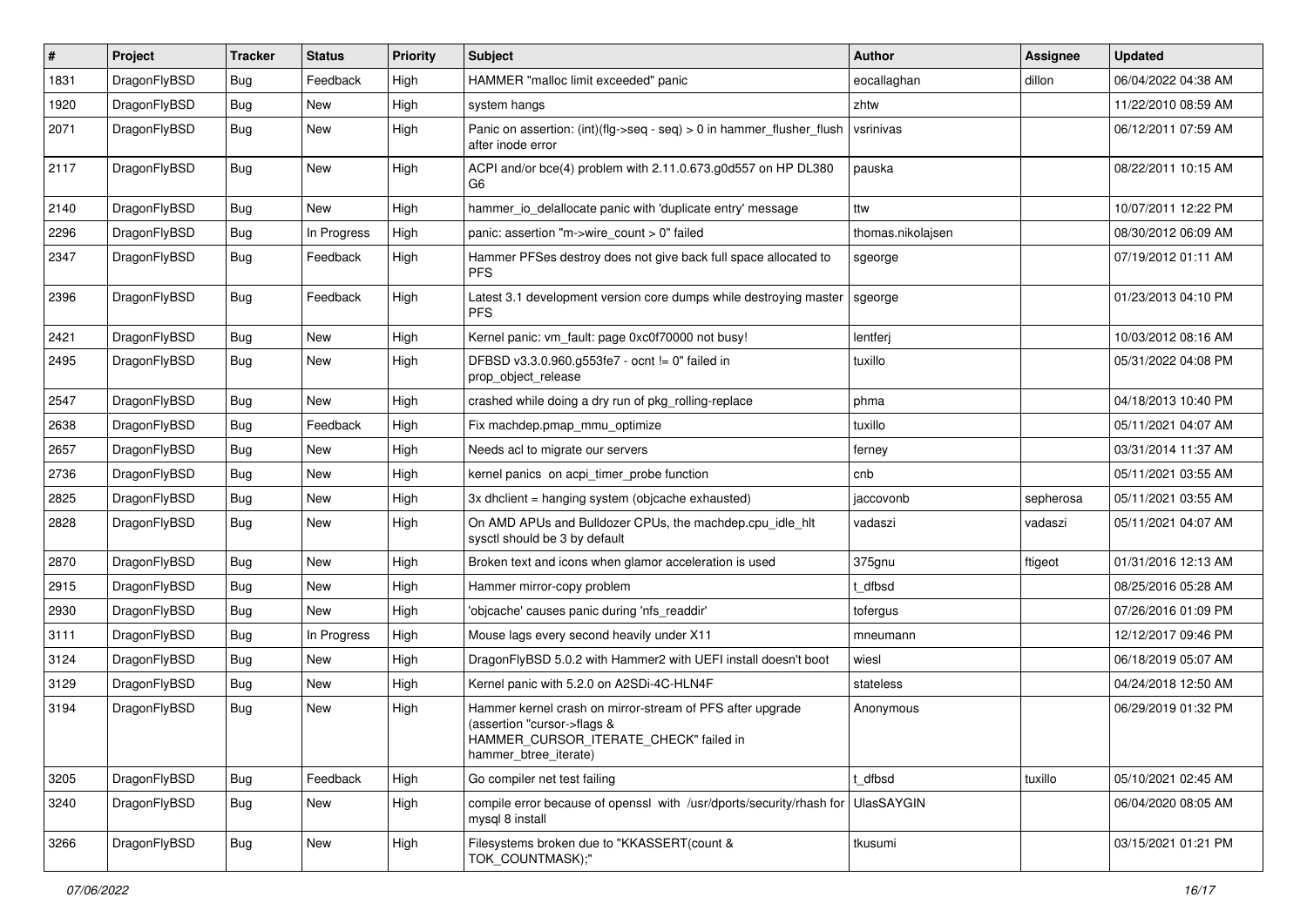| # | Project | Tracker | Status | Priority | Subject | Author | Assignee | Updated |
|---|---|---|---|---|---|---|---|---|
| 1831 | DragonFlyBSD | Bug | Feedback | High | HAMMER "malloc limit exceeded" panic | eocallaghan | dillon | 06/04/2022 04:38 AM |
| 1920 | DragonFlyBSD | Bug | New | High | system hangs | zhtw | | 11/22/2010 08:59 AM |
| 2071 | DragonFlyBSD | Bug | New | High | Panic on assertion: (int)(flg->seq - seq) > 0 in hammer_flusher_flush after inode error | vsrinivas | | 06/12/2011 07:59 AM |
| 2117 | DragonFlyBSD | Bug | New | High | ACPI and/or bce(4) problem with 2.11.0.673.g0d557 on HP DL380 G6 | pauska | | 08/22/2011 10:15 AM |
| 2140 | DragonFlyBSD | Bug | New | High | hammer_io_delallocate panic with 'duplicate entry' message | ttw | | 10/07/2011 12:22 PM |
| 2296 | DragonFlyBSD | Bug | In Progress | High | panic: assertion "m->wire_count > 0" failed | thomas.nikolajsen | | 08/30/2012 06:09 AM |
| 2347 | DragonFlyBSD | Bug | Feedback | High | Hammer PFSes destroy does not give back full space allocated to PFS | sgeorge | | 07/19/2012 01:11 AM |
| 2396 | DragonFlyBSD | Bug | Feedback | High | Latest 3.1 development version core dumps while destroying master PFS | sgeorge | | 01/23/2013 04:10 PM |
| 2421 | DragonFlyBSD | Bug | New | High | Kernel panic: vm_fault: page 0xc0f70000 not busy! | lentferj | | 10/03/2012 08:16 AM |
| 2495 | DragonFlyBSD | Bug | New | High | DFBSD v3.3.0.960.g553fe7 - ocnt != 0" failed in prop_object_release | tuxillo | | 05/31/2022 04:08 PM |
| 2547 | DragonFlyBSD | Bug | New | High | crashed while doing a dry run of pkg_rolling-replace | phma | | 04/18/2013 10:40 PM |
| 2638 | DragonFlyBSD | Bug | Feedback | High | Fix machdep.pmap_mmu_optimize | tuxillo | | 05/11/2021 04:07 AM |
| 2657 | DragonFlyBSD | Bug | New | High | Needs acl to migrate our servers | ferney | | 03/31/2014 11:37 AM |
| 2736 | DragonFlyBSD | Bug | New | High | kernel panics on acpi_timer_probe function | cnb | | 05/11/2021 03:55 AM |
| 2825 | DragonFlyBSD | Bug | New | High | 3x dhclient = hanging system (objcache exhausted) | jaccovonb | sepherosa | 05/11/2021 03:55 AM |
| 2828 | DragonFlyBSD | Bug | New | High | On AMD APUs and Bulldozer CPUs, the machdep.cpu_idle_hlt sysctl should be 3 by default | vadaszi | vadaszi | 05/11/2021 04:07 AM |
| 2870 | DragonFlyBSD | Bug | New | High | Broken text and icons when glamor acceleration is used | 375gnu | ftigeot | 01/31/2016 12:13 AM |
| 2915 | DragonFlyBSD | Bug | New | High | Hammer mirror-copy problem | t_dfbsd | | 08/25/2016 05:28 AM |
| 2930 | DragonFlyBSD | Bug | New | High | 'objcache' causes panic during 'nfs_readdir' | tofergus | | 07/26/2016 01:09 PM |
| 3111 | DragonFlyBSD | Bug | In Progress | High | Mouse lags every second heavily under X11 | mneumann | | 12/12/2017 09:46 PM |
| 3124 | DragonFlyBSD | Bug | New | High | DragonFlyBSD 5.0.2 with Hammer2 with UEFI install doesn't boot | wiesl | | 06/18/2019 05:07 AM |
| 3129 | DragonFlyBSD | Bug | New | High | Kernel panic with 5.2.0 on A2SDi-4C-HLN4F | stateless | | 04/24/2018 12:50 AM |
| 3194 | DragonFlyBSD | Bug | New | High | Hammer kernel crash on mirror-stream of PFS after upgrade (assertion "cursor->flags & HAMMER_CURSOR_ITERATE_CHECK" failed in hammer_btree_iterate) | Anonymous | | 06/29/2019 01:32 PM |
| 3205 | DragonFlyBSD | Bug | Feedback | High | Go compiler net test failing | t_dfbsd | tuxillo | 05/10/2021 02:45 AM |
| 3240 | DragonFlyBSD | Bug | New | High | compile error because of openssl with /usr/dports/security/rhash for mysql 8 install | UlasSAYGIN | | 06/04/2020 08:05 AM |
| 3266 | DragonFlyBSD | Bug | New | High | Filesystems broken due to "KKASSERT(count & TOK_COUNTMASK);" | tkusumi | | 03/15/2021 01:21 PM |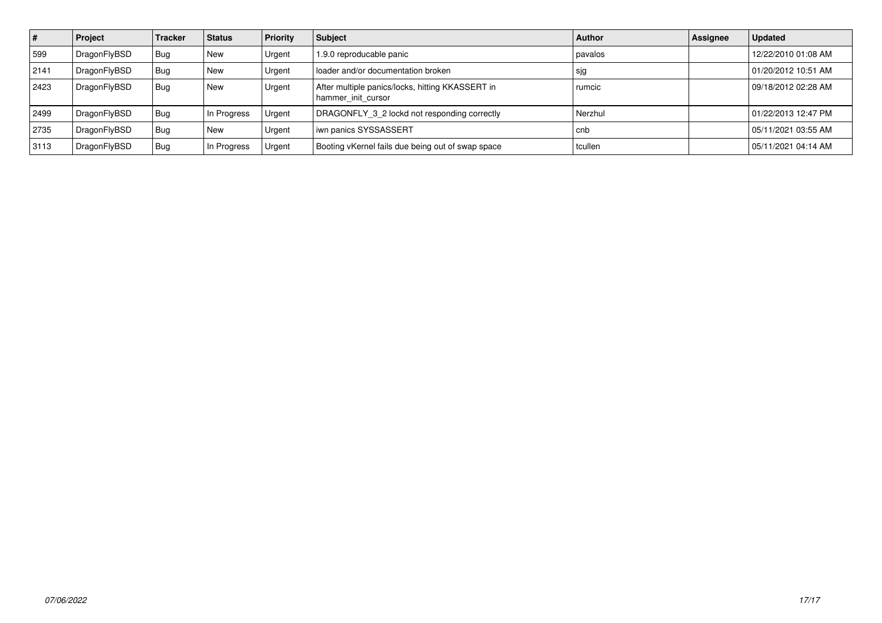| # | Project | Tracker | Status | Priority | Subject | Author | Assignee | Updated |
|---|---|---|---|---|---|---|---|---|
| 599 | DragonFlyBSD | Bug | New | Urgent | 1.9.0 reproducable panic | pavalos | | 12/22/2010 01:08 AM |
| 2141 | DragonFlyBSD | Bug | New | Urgent | loader and/or documentation broken | sjg | | 01/20/2012 10:51 AM |
| 2423 | DragonFlyBSD | Bug | New | Urgent | After multiple panics/locks, hitting KKASSERT in hammer_init_cursor | rumcic | | 09/18/2012 02:28 AM |
| 2499 | DragonFlyBSD | Bug | In Progress | Urgent | DRAGONFLY_3_2 lockd not responding correctly | Nerzhul | | 01/22/2013 12:47 PM |
| 2735 | DragonFlyBSD | Bug | New | Urgent | iwn panics SYSSASSERT | cnb | | 05/11/2021 03:55 AM |
| 3113 | DragonFlyBSD | Bug | In Progress | Urgent | Booting vKernel fails due being out of swap space | tcullen | | 05/11/2021 04:14 AM |

*07/06/2022*